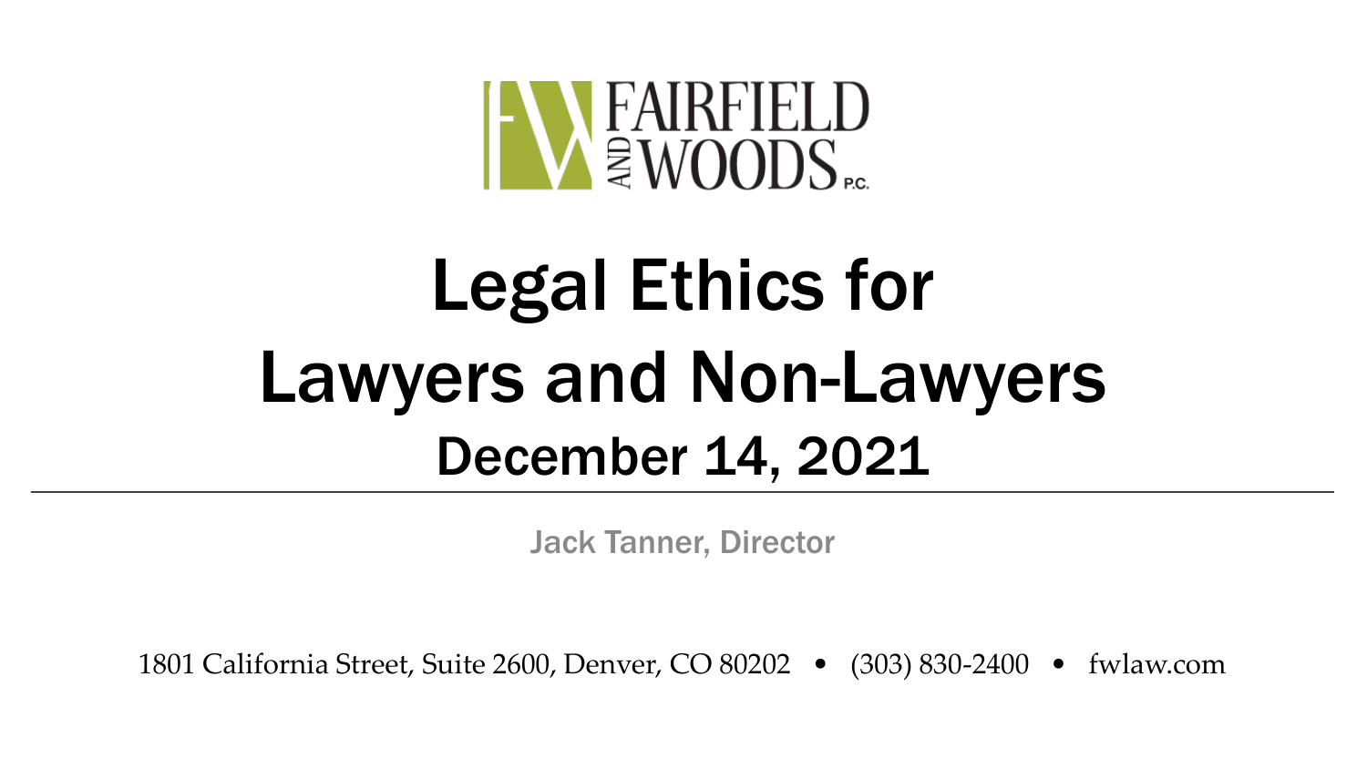FAIRFIELD AND WOODS P.C.

# Legal Ethics for Lawyers and Non-Lawyers

## December 14, 2021

Jack Tanner, Director

1801 California Street, Suite 2600, Denver, CO 80202 • (303) 830-2400 • fwlaw.com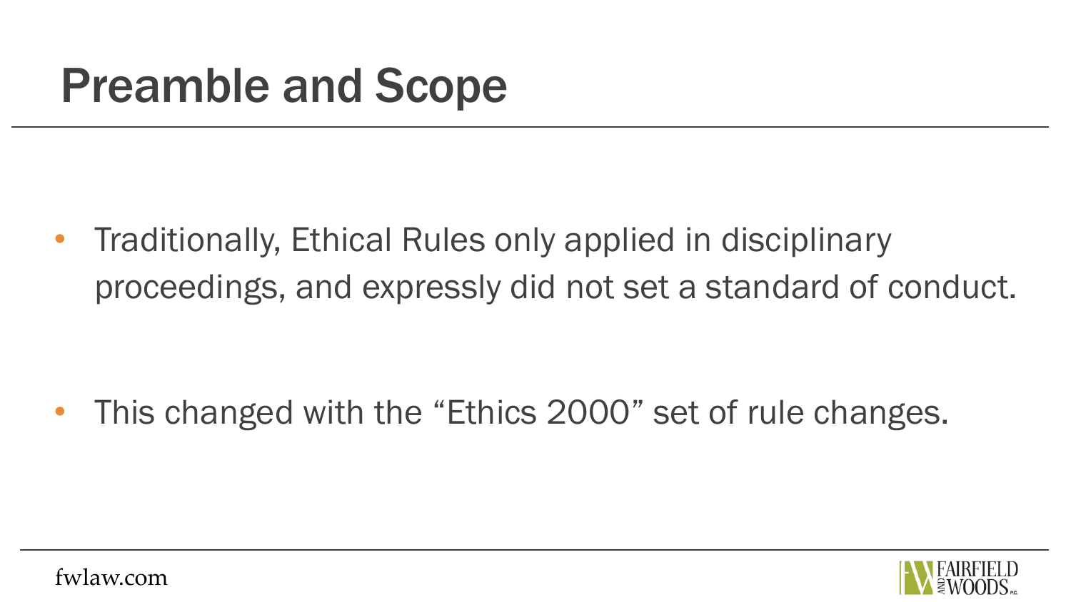# Preamble and Scope

- Traditionally, Ethical Rules only applied in disciplinary proceedings, and expressly did not set a standard of conduct.
- This changed with the "Ethics 2000" set of rule changes.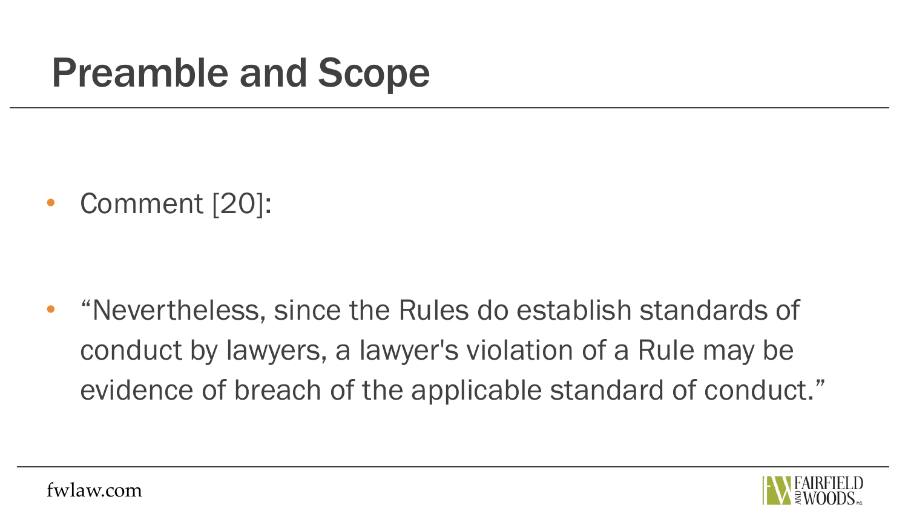# Preamble and Scope

- Comment [20]:
- "Nevertheless, since the Rules do establish standards of conduct by lawyers, a lawyer's violation of a Rule may be evidence of breach of the applicable standard of conduct."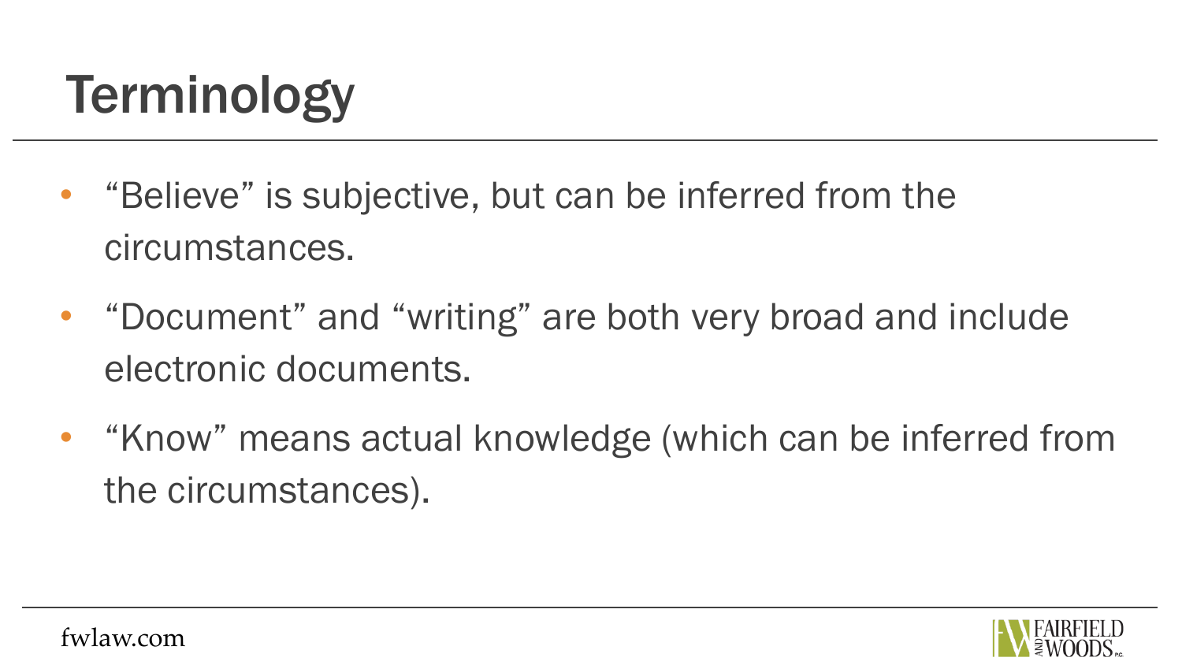# Terminology

- “Believe” is subjective, but can be inferred from the circumstances.
- “Document” and “writing” are both very broad and include electronic documents.
- “Know” means actual knowledge (which can be inferred from the circumstances).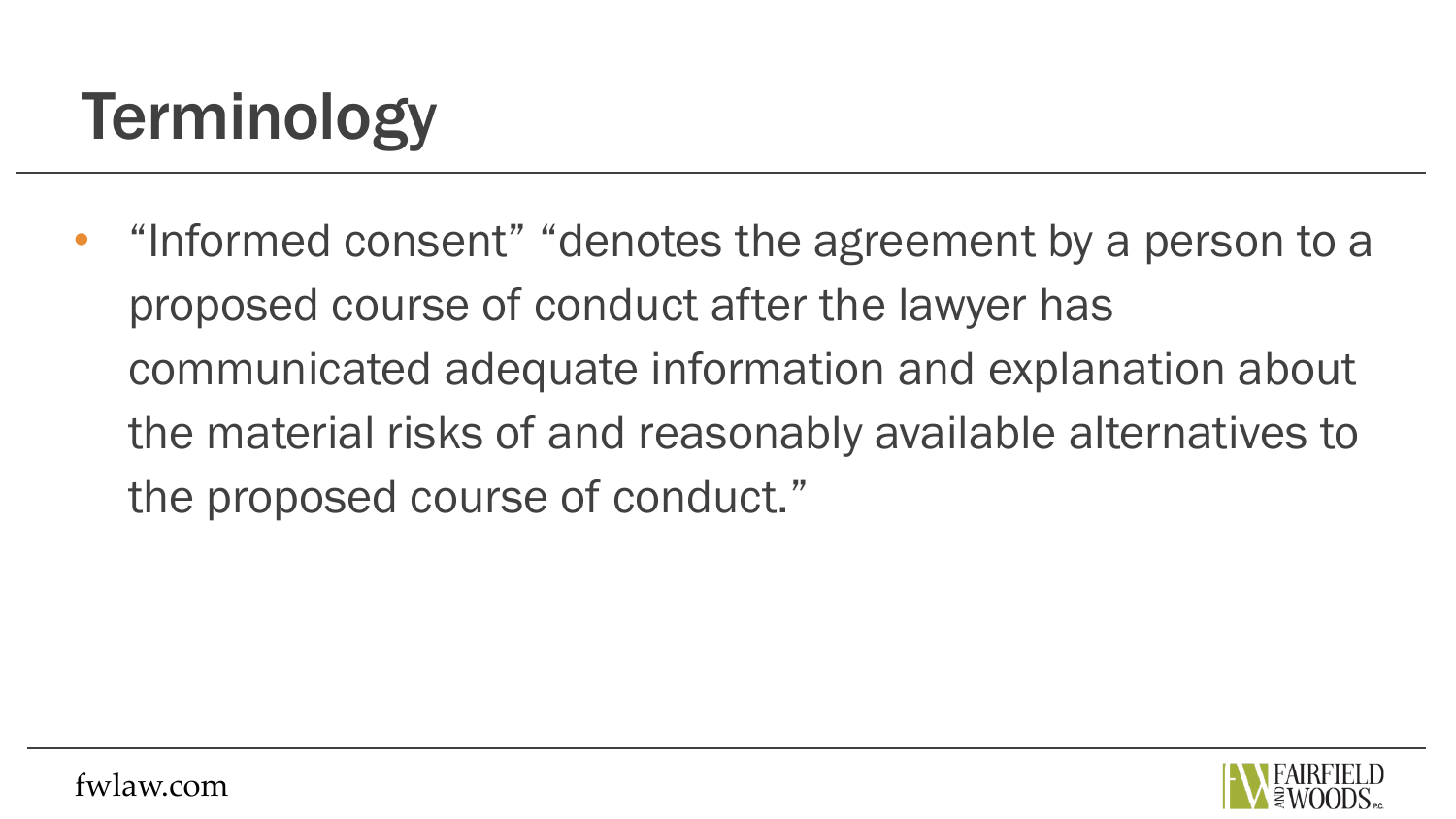# Terminology

- "Informed consent" "denotes the agreement by a person to a proposed course of conduct after the lawyer has communicated adequate information and explanation about the material risks of and reasonably available alternatives to the proposed course of conduct."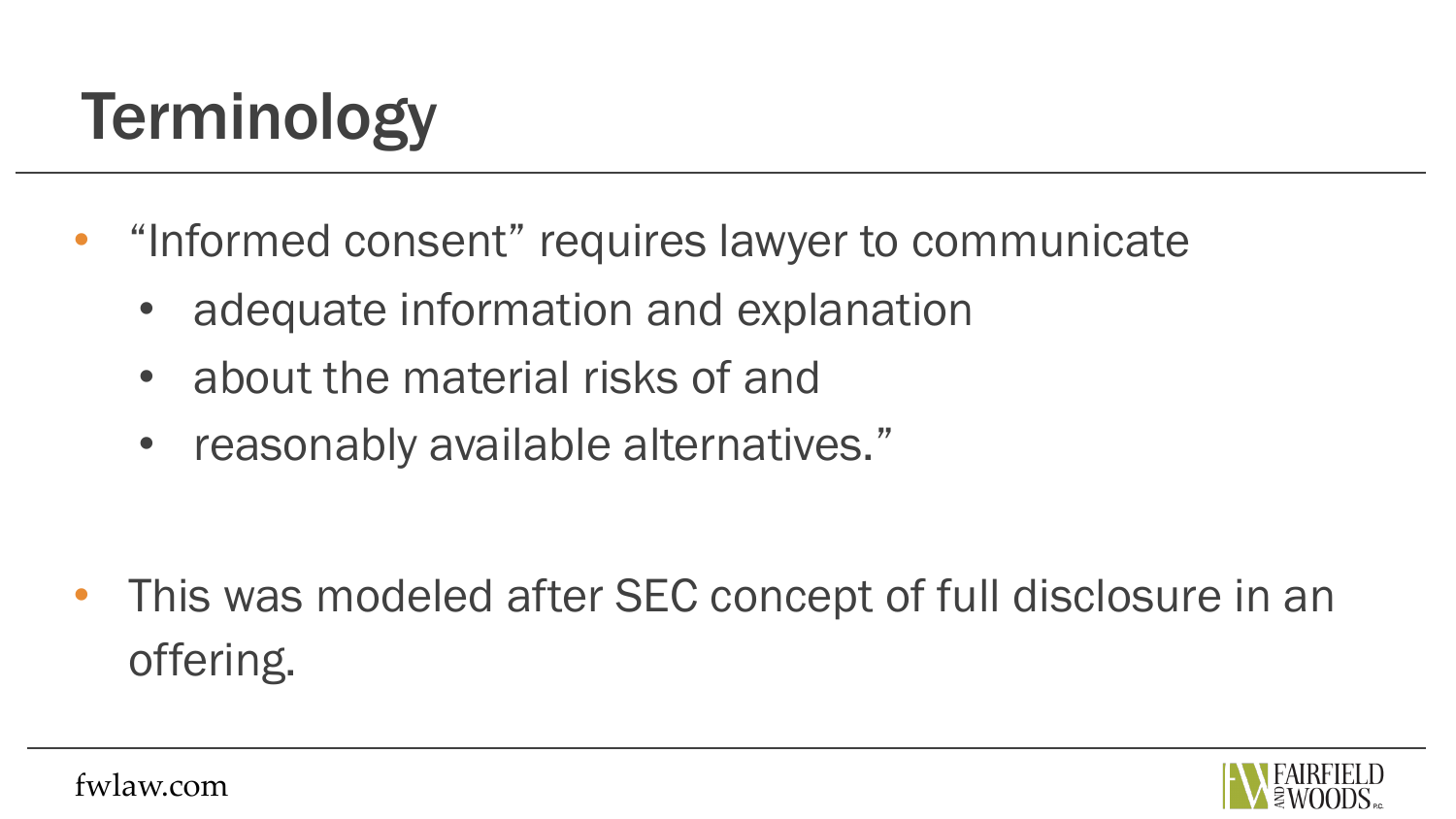# Terminology

- "Informed consent" requires lawyer to communicate
  - adequate information and explanation
  - about the material risks of and
  - reasonably available alternatives."

- This was modeled after SEC concept of full disclosure in an offering.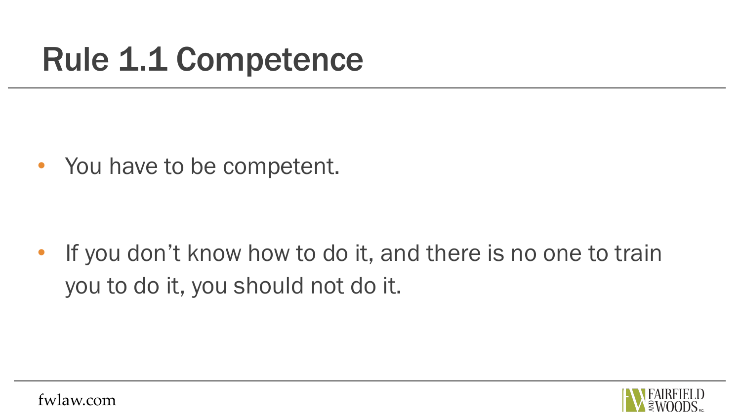# Rule 1.1 Competence

- You have to be competent.

- If you don't know how to do it, and there is no one to train you to do it, you should not do it.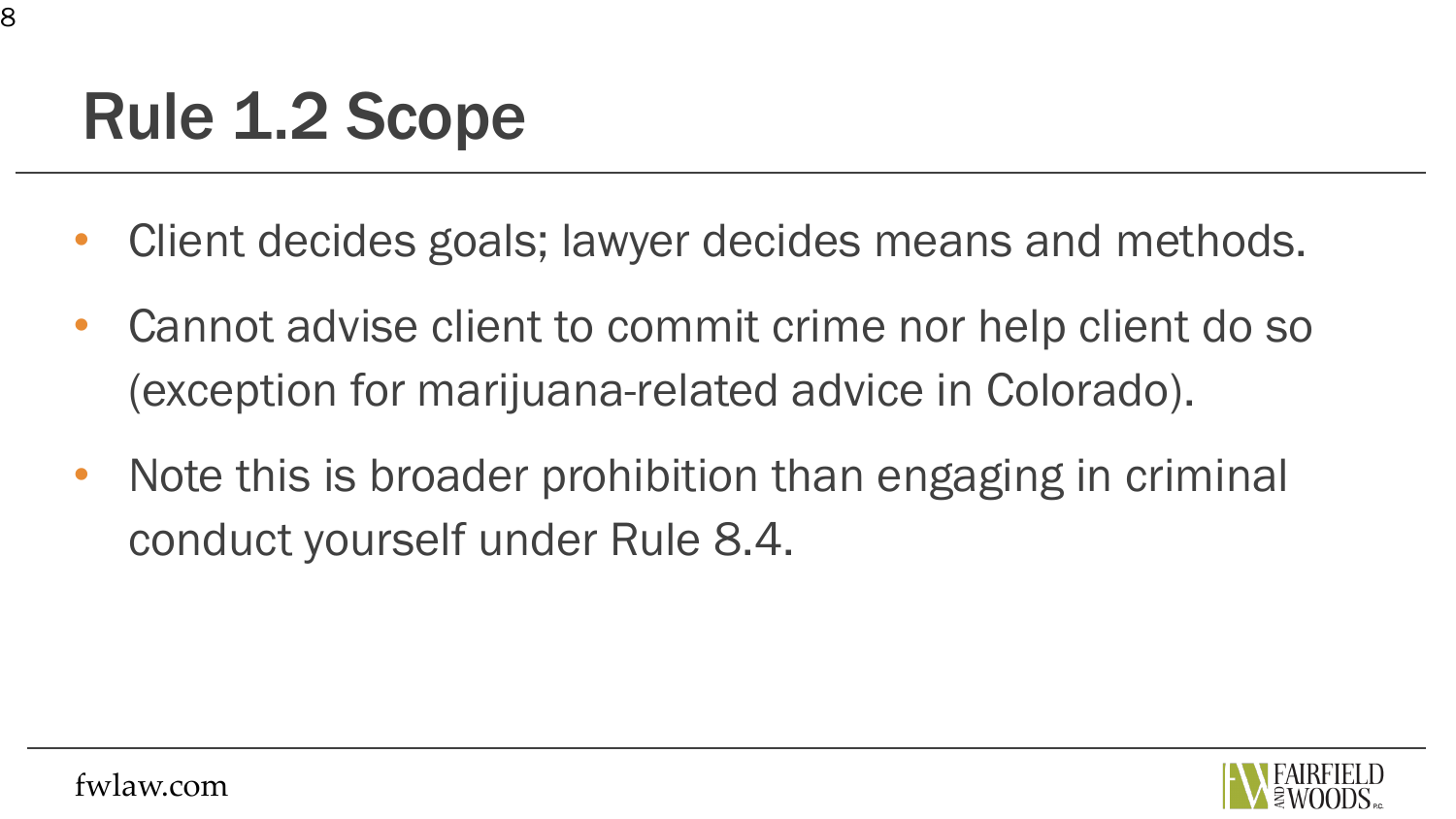# Rule 1.2 Scope

- Client decides goals; lawyer decides means and methods.
- Cannot advise client to commit crime nor help client do so (exception for marijuana-related advice in Colorado).
- Note this is broader prohibition than engaging in criminal conduct yourself under Rule 8.4.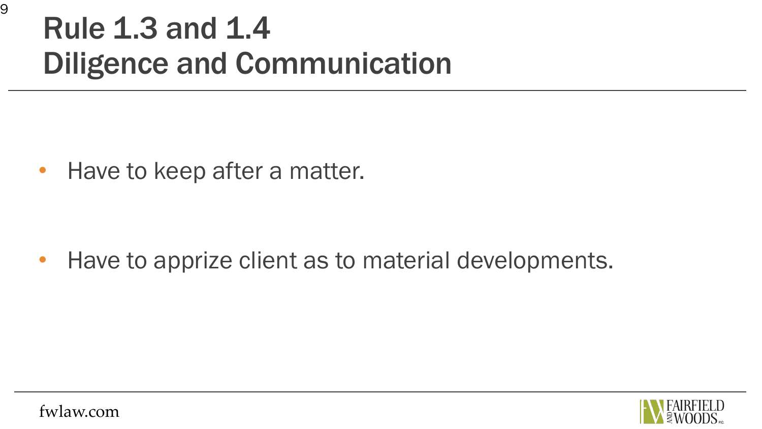# Rule 1.3 and 1.4
# Diligence and Communication

- Have to keep after a matter.
- Have to apprize client as to material developments.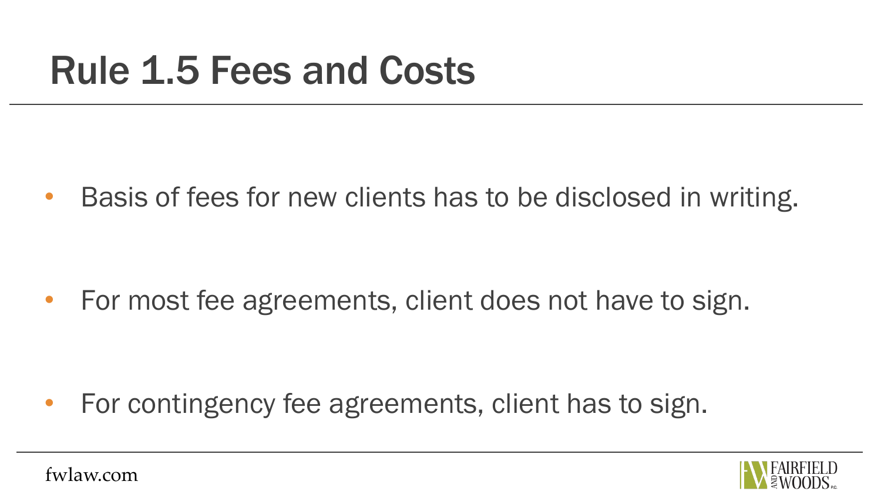# Rule 1.5 Fees and Costs

- Basis of fees for new clients has to be disclosed in writing.
- For most fee agreements, client does not have to sign.
- For contingency fee agreements, client has to sign.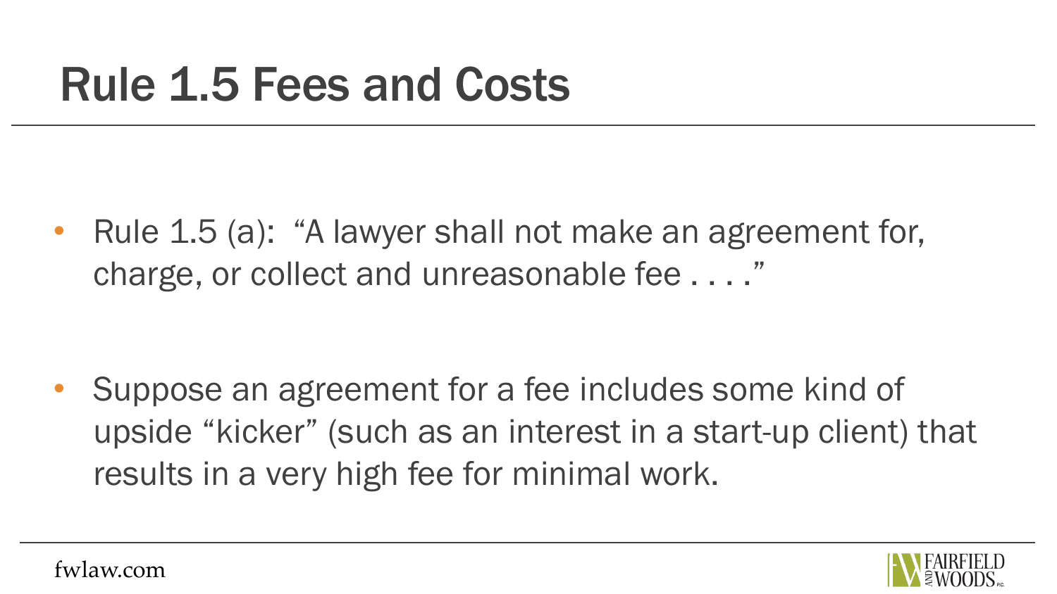# Rule 1.5 Fees and Costs

- Rule 1.5 (a): "A lawyer shall not make an agreement for, charge, or collect and unreasonable fee . . . ."
- Suppose an agreement for a fee includes some kind of upside "kicker" (such as an interest in a start-up client) that results in a very high fee for minimal work.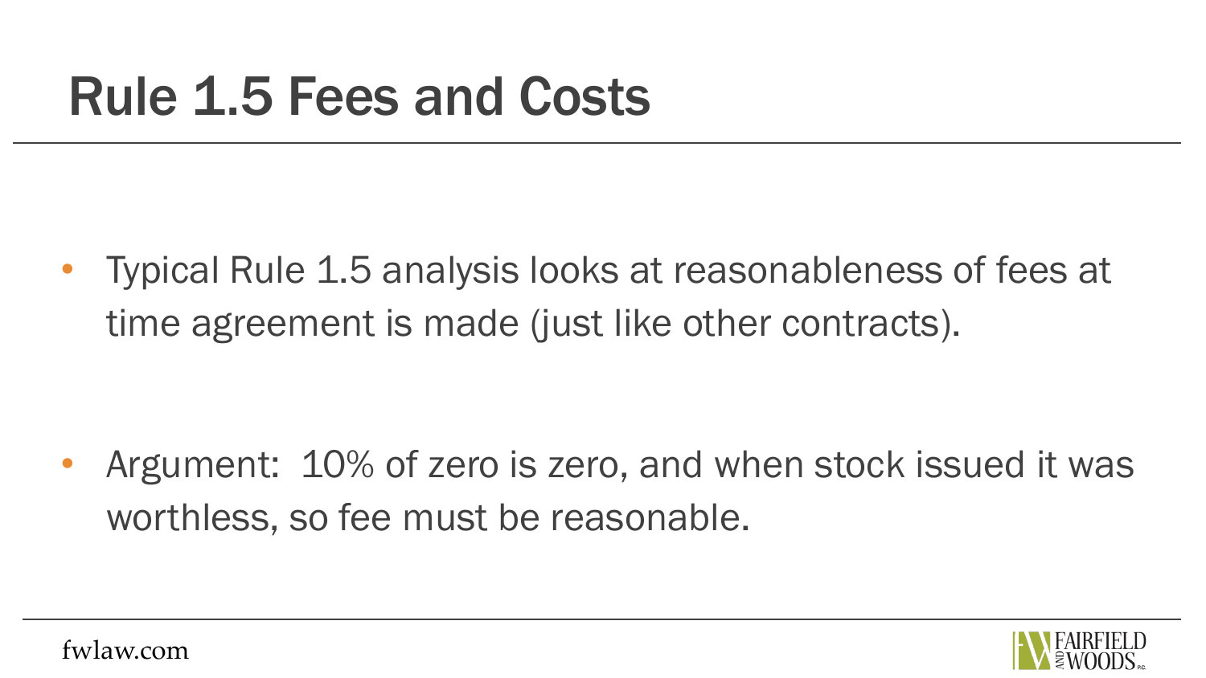# Rule 1.5 Fees and Costs

- Typical Rule 1.5 analysis looks at reasonableness of fees at time agreement is made (just like other contracts).

- Argument: 10% of zero is zero, and when stock issued it was worthless, so fee must be reasonable.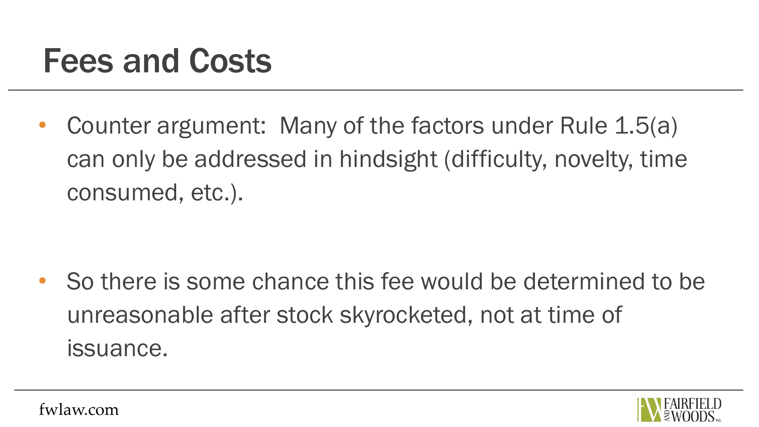# Fees and Costs

- Counter argument:  Many of the factors under Rule 1.5(a) can only be addressed in hindsight (difficulty, novelty, time consumed, etc.).

- So there is some chance this fee would be determined to be unreasonable after stock skyrocketed, not at time of issuance.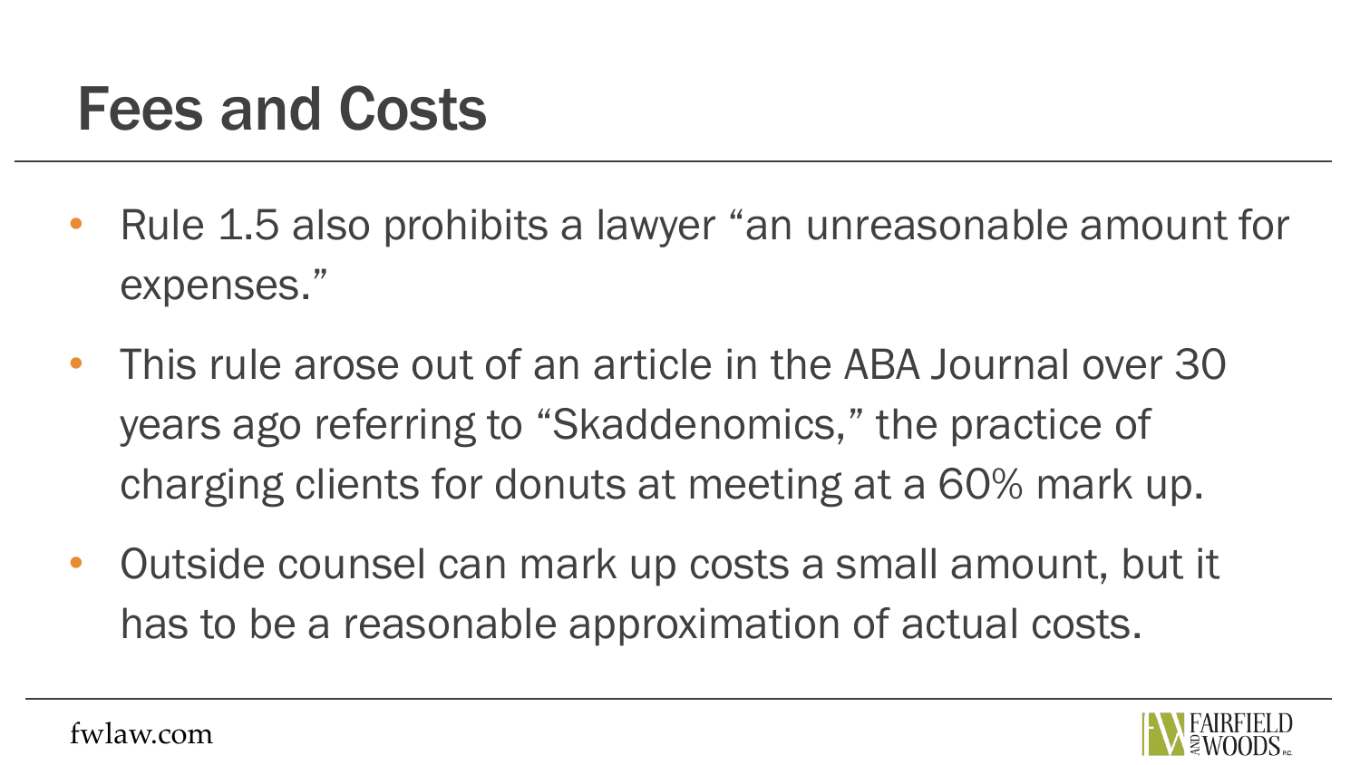# Fees and Costs

- Rule 1.5 also prohibits a lawyer “an unreasonable amount for expenses.”
- This rule arose out of an article in the ABA Journal over 30 years ago referring to “Skaddenomics,” the practice of charging clients for donuts at meeting at a 60% mark up.
- Outside counsel can mark up costs a small amount, but it has to be a reasonable approximation of actual costs.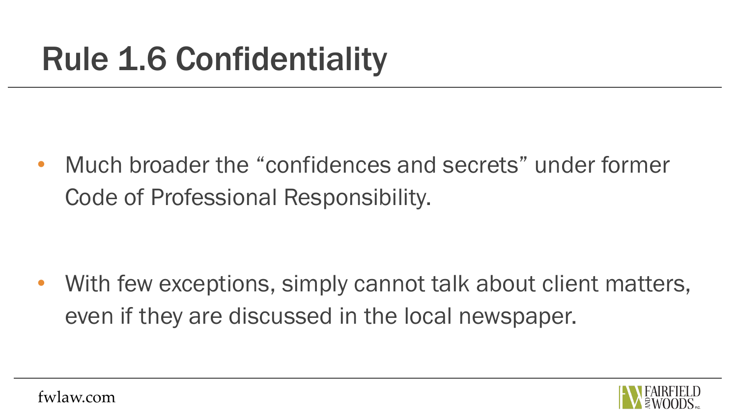# Rule 1.6 Confidentiality

- Much broader the "confidences and secrets" under former Code of Professional Responsibility.
- With few exceptions, simply cannot talk about client matters, even if they are discussed in the local newspaper.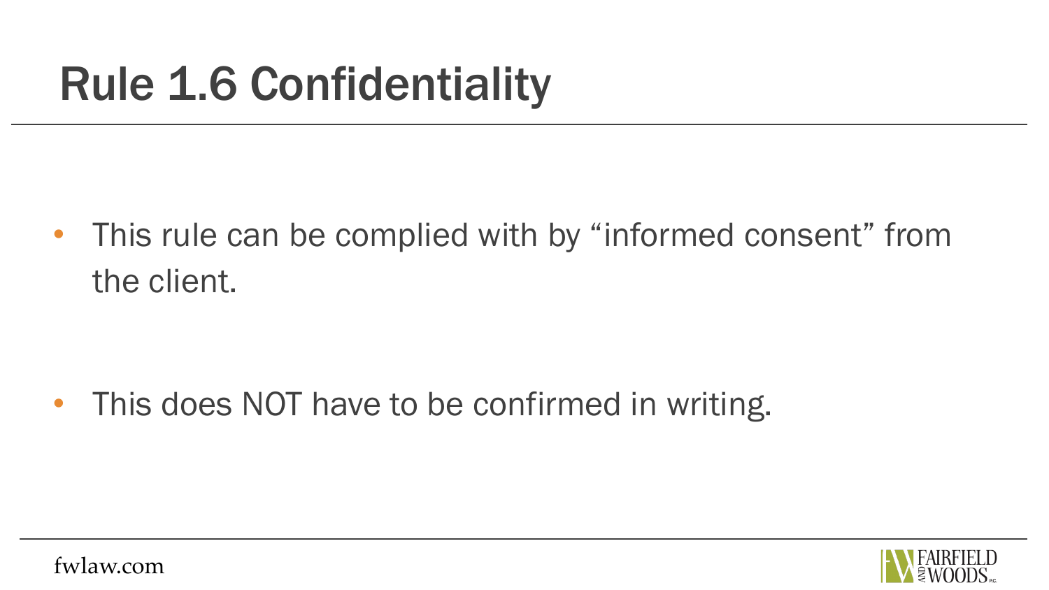# Rule 1.6 Confidentiality

- This rule can be complied with by "informed consent" from the client.

- This does NOT have to be confirmed in writing.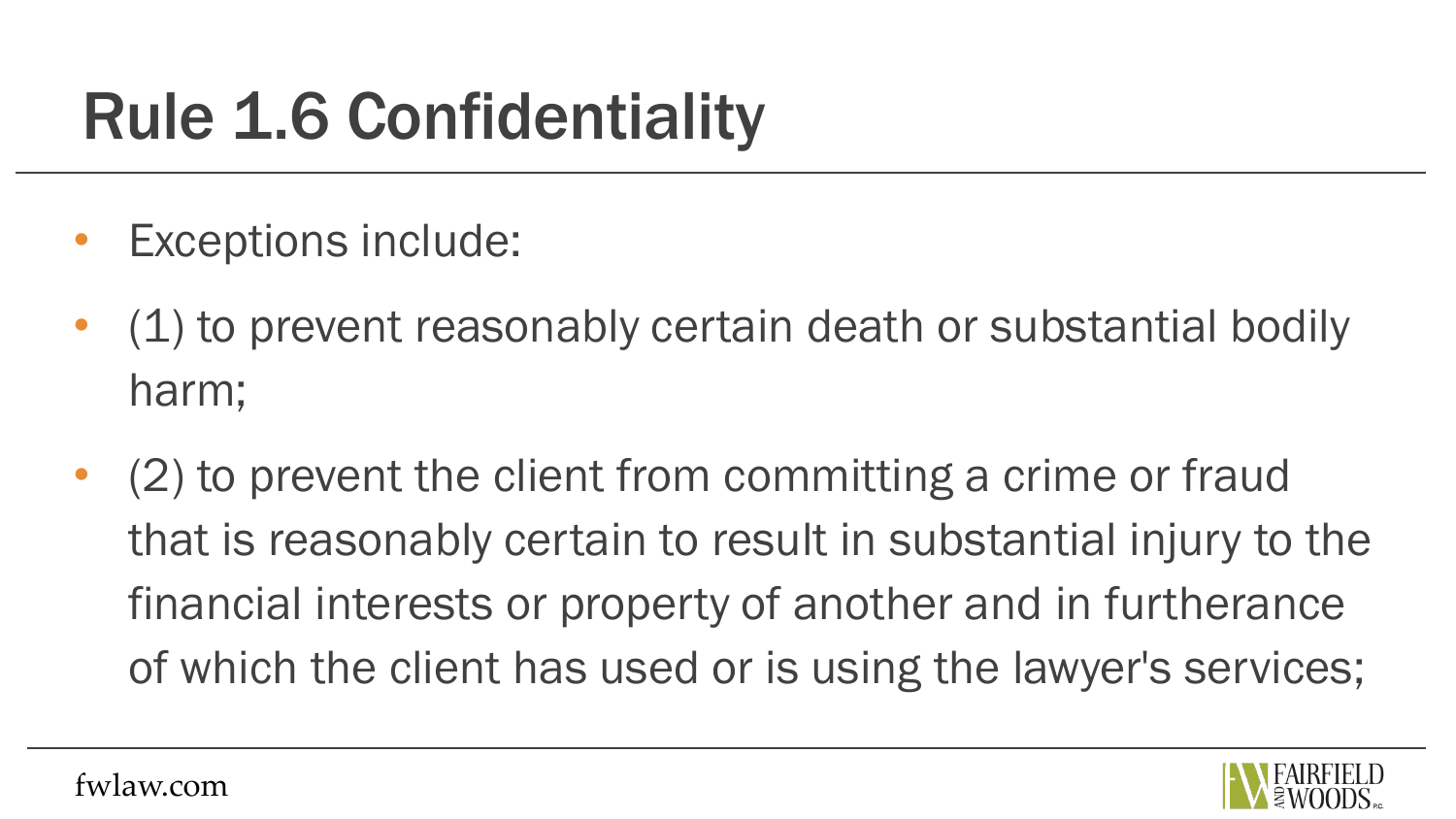# Rule 1.6 Confidentiality

- Exceptions include:
- (1) to prevent reasonably certain death or substantial bodily harm;
- (2) to prevent the client from committing a crime or fraud that is reasonably certain to result in substantial injury to the financial interests or property of another and in furtherance of which the client has used or is using the lawyer's services;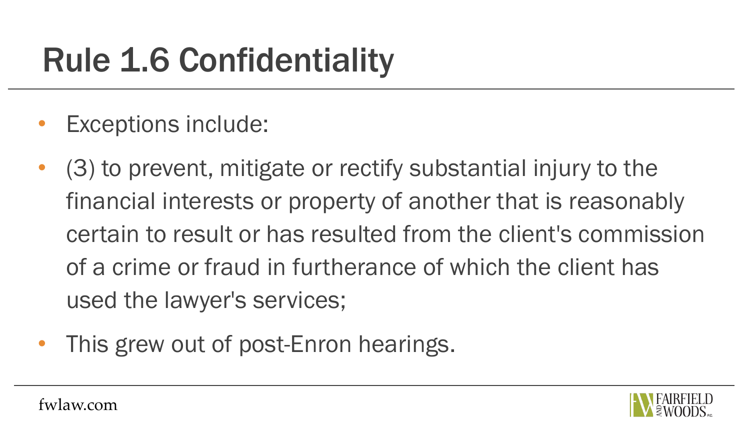# Rule 1.6 Confidentiality

- Exceptions include:
- (3) to prevent, mitigate or rectify substantial injury to the financial interests or property of another that is reasonably certain to result or has resulted from the client's commission of a crime or fraud in furtherance of which the client has used the lawyer's services;
- This grew out of post-Enron hearings.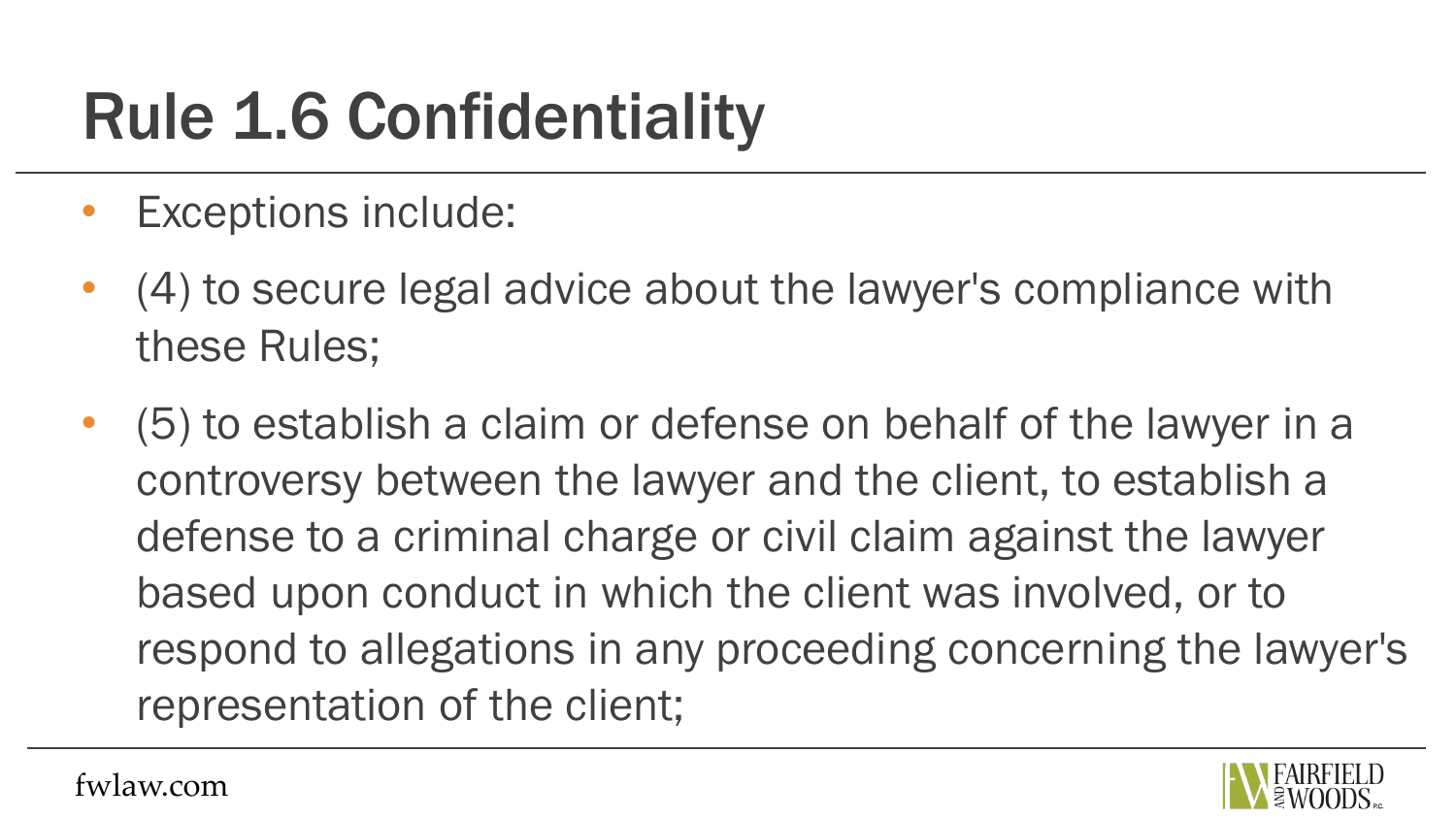# Rule 1.6 Confidentiality

- Exceptions include:
- (4) to secure legal advice about the lawyer's compliance with these Rules;
- (5) to establish a claim or defense on behalf of the lawyer in a controversy between the lawyer and the client, to establish a defense to a criminal charge or civil claim against the lawyer based upon conduct in which the client was involved, or to respond to allegations in any proceeding concerning the lawyer's representation of the client;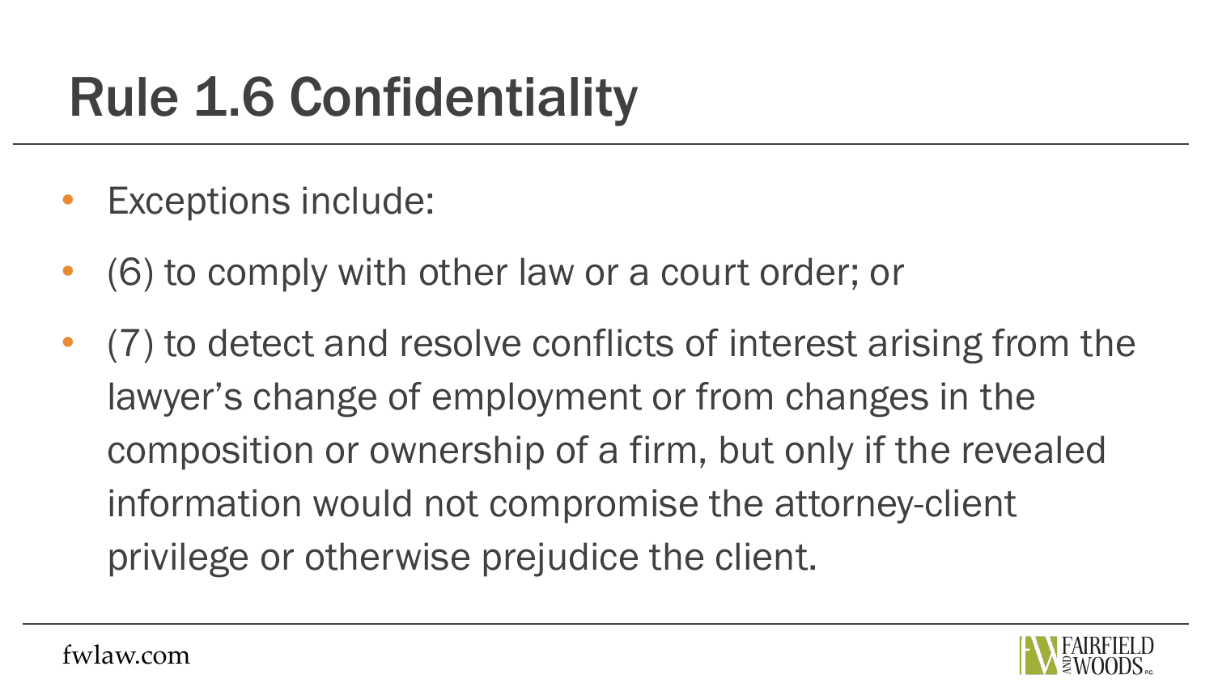# Rule 1.6 Confidentiality

- Exceptions include:
- (6) to comply with other law or a court order; or
- (7) to detect and resolve conflicts of interest arising from the lawyer's change of employment or from changes in the composition or ownership of a firm, but only if the revealed information would not compromise the attorney-client privilege or otherwise prejudice the client.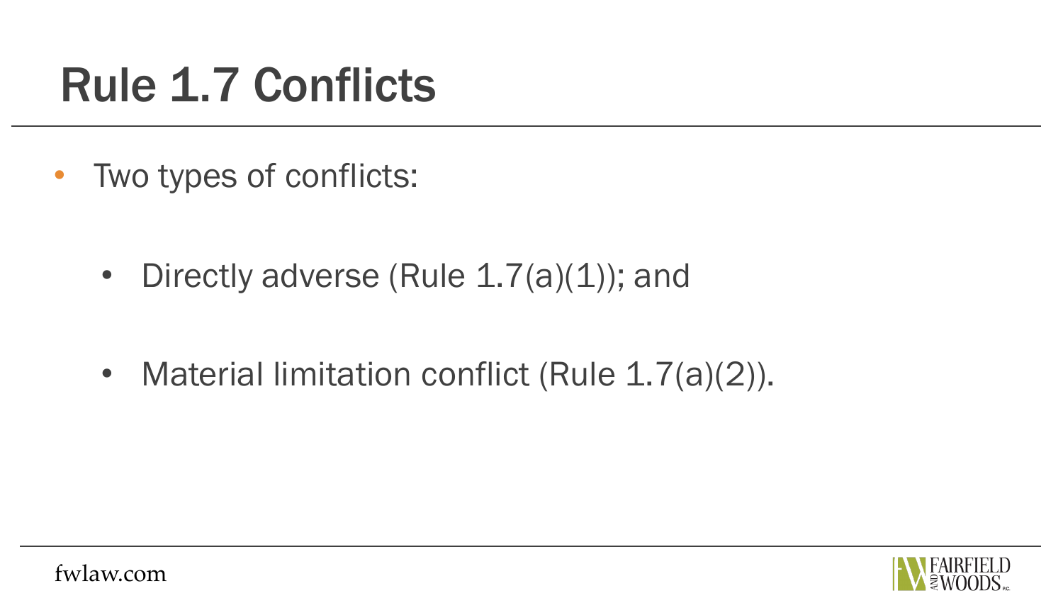# Rule 1.7 Conflicts

- Two types of conflicts:
  - Directly adverse (Rule 1.7(a)(1)); and
  - Material limitation conflict (Rule 1.7(a)(2)).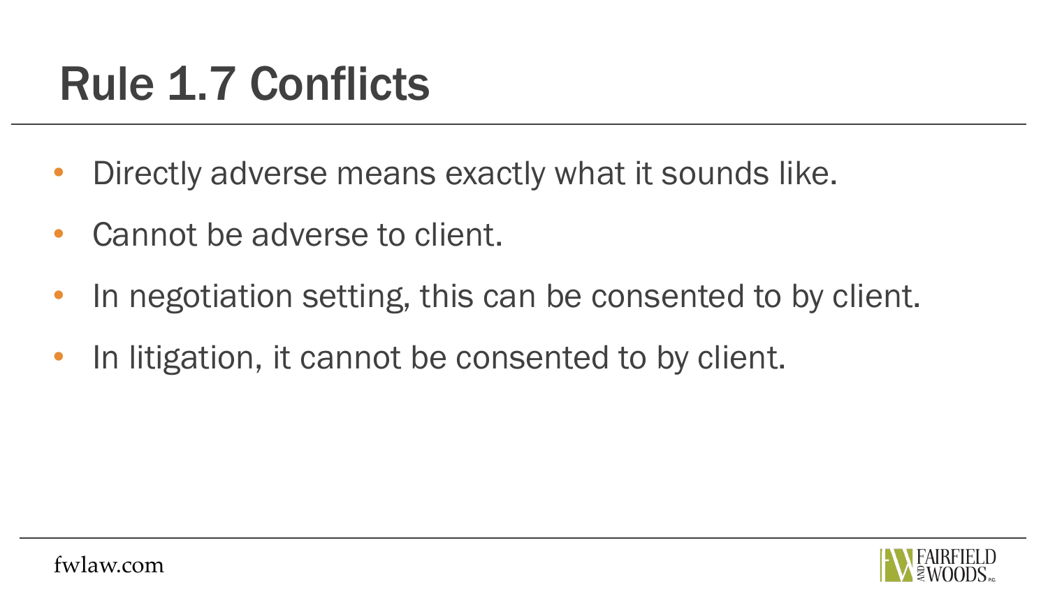# Rule 1.7 Conflicts

- Directly adverse means exactly what it sounds like.
- Cannot be adverse to client.
- In negotiation setting, this can be consented to by client.
- In litigation, it cannot be consented to by client.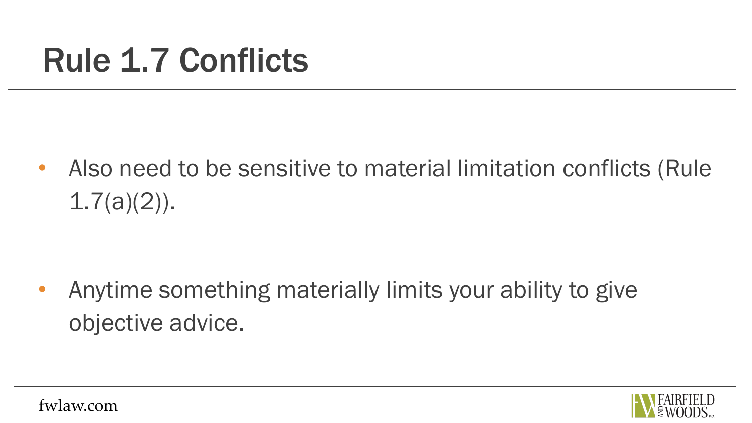# Rule 1.7 Conflicts

- Also need to be sensitive to material limitation conflicts (Rule 1.7(a)(2)).
- Anytime something materially limits your ability to give objective advice.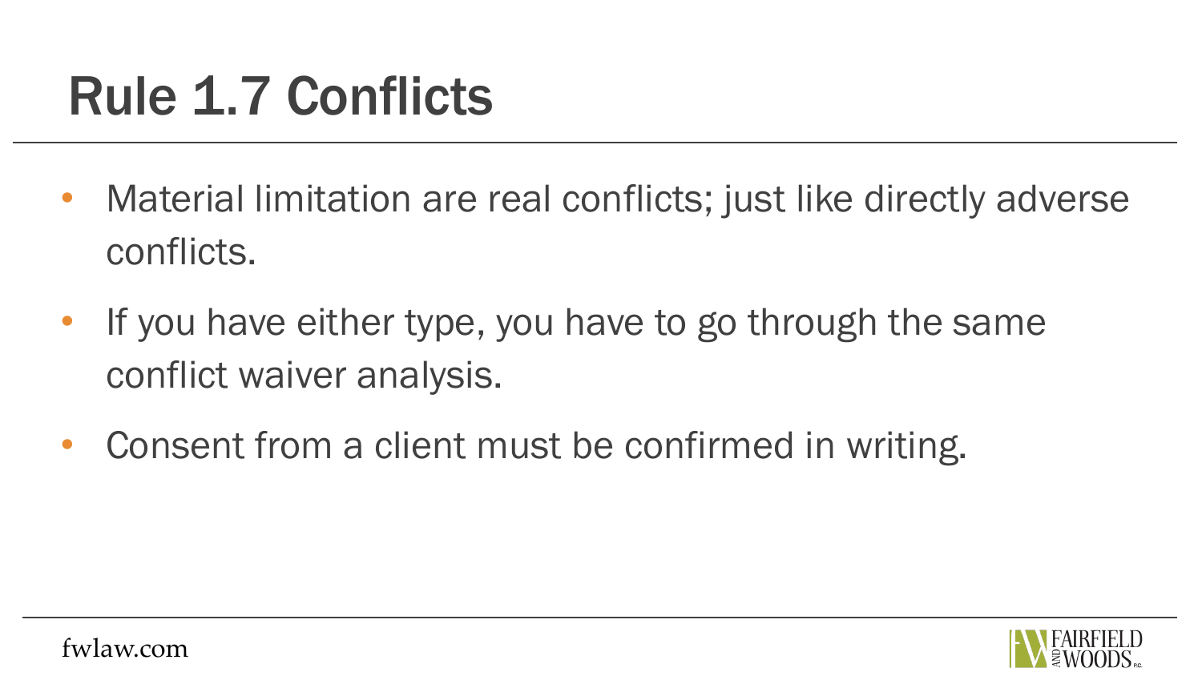# Rule 1.7 Conflicts

- Material limitation are real conflicts; just like directly adverse conflicts.
- If you have either type, you have to go through the same conflict waiver analysis.
- Consent from a client must be confirmed in writing.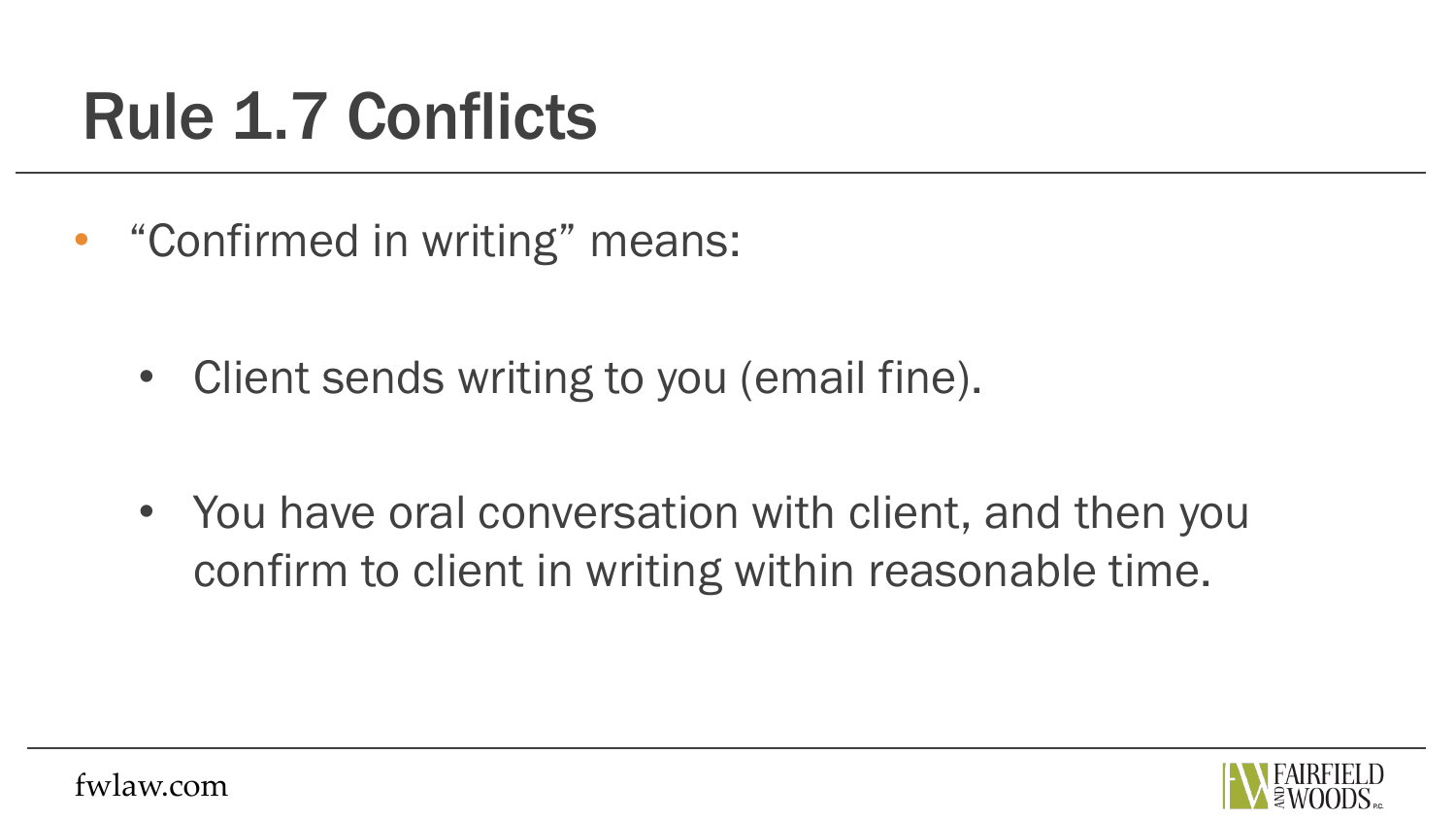# Rule 1.7 Conflicts

- "Confirmed in writing" means:
  - Client sends writing to you (email fine).
  - You have oral conversation with client, and then you confirm to client in writing within reasonable time.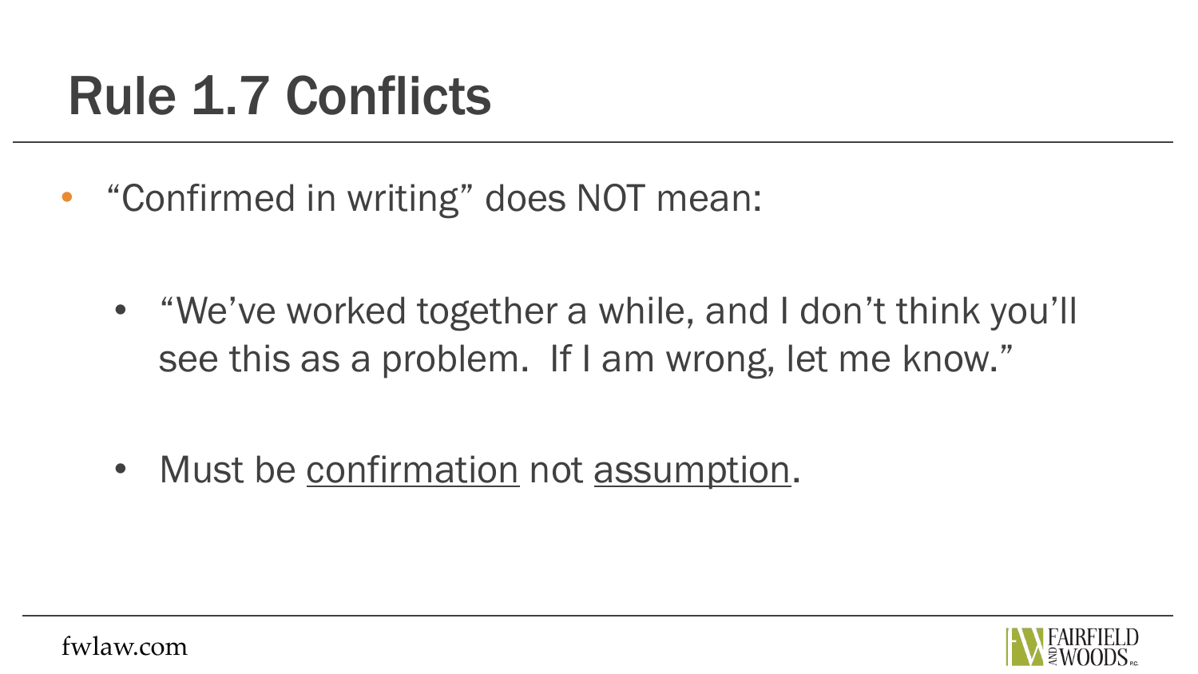# Rule 1.7 Conflicts

- “Confirmed in writing” does NOT mean:
  - “We’ve worked together a while, and I don’t think you’ll see this as a problem.  If I am wrong, let me know.”
  - Must be <u>confirmation</u> not <u>assumption</u>.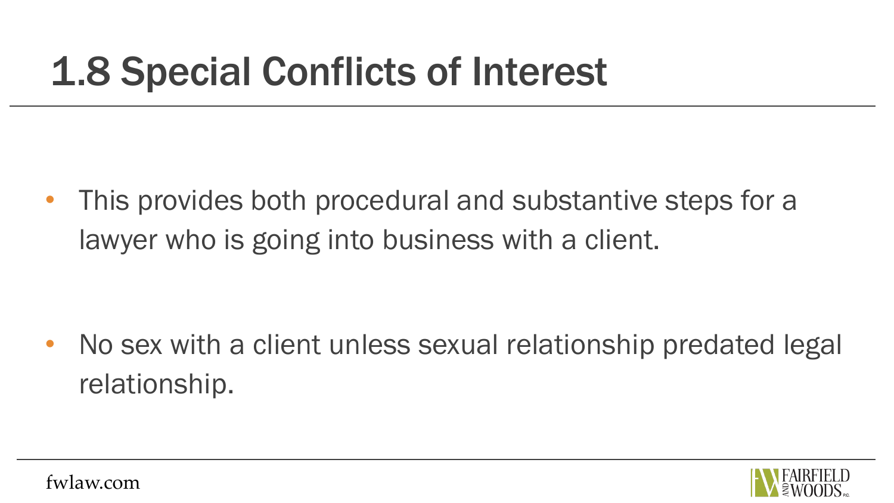# 1.8 Special Conflicts of Interest

- This provides both procedural and substantive steps for a lawyer who is going into business with a client.

- No sex with a client unless sexual relationship predated legal relationship.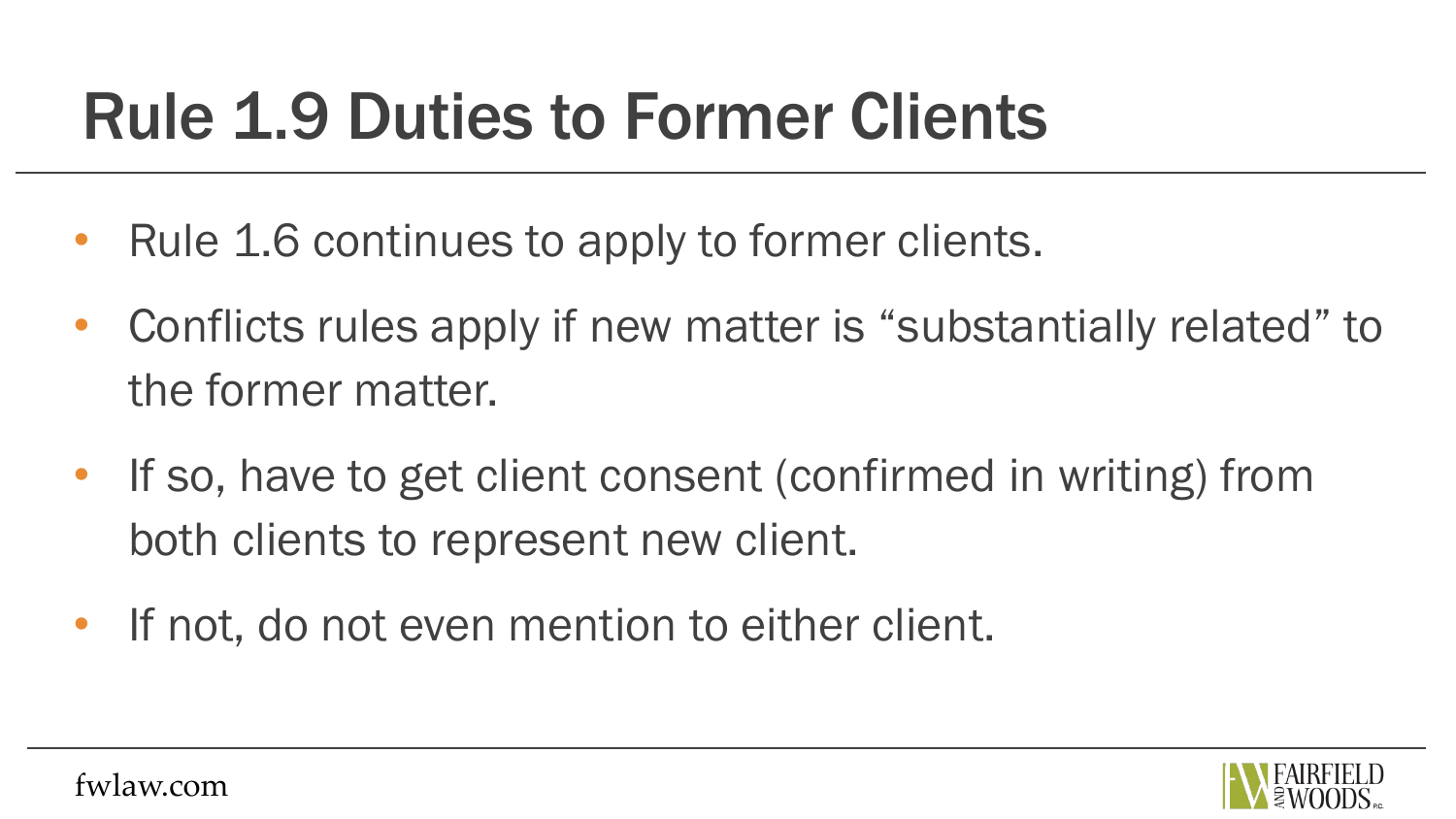# Rule 1.9 Duties to Former Clients

- Rule 1.6 continues to apply to former clients.
- Conflicts rules apply if new matter is "substantially related" to the former matter.
- If so, have to get client consent (confirmed in writing) from both clients to represent new client.
- If not, do not even mention to either client.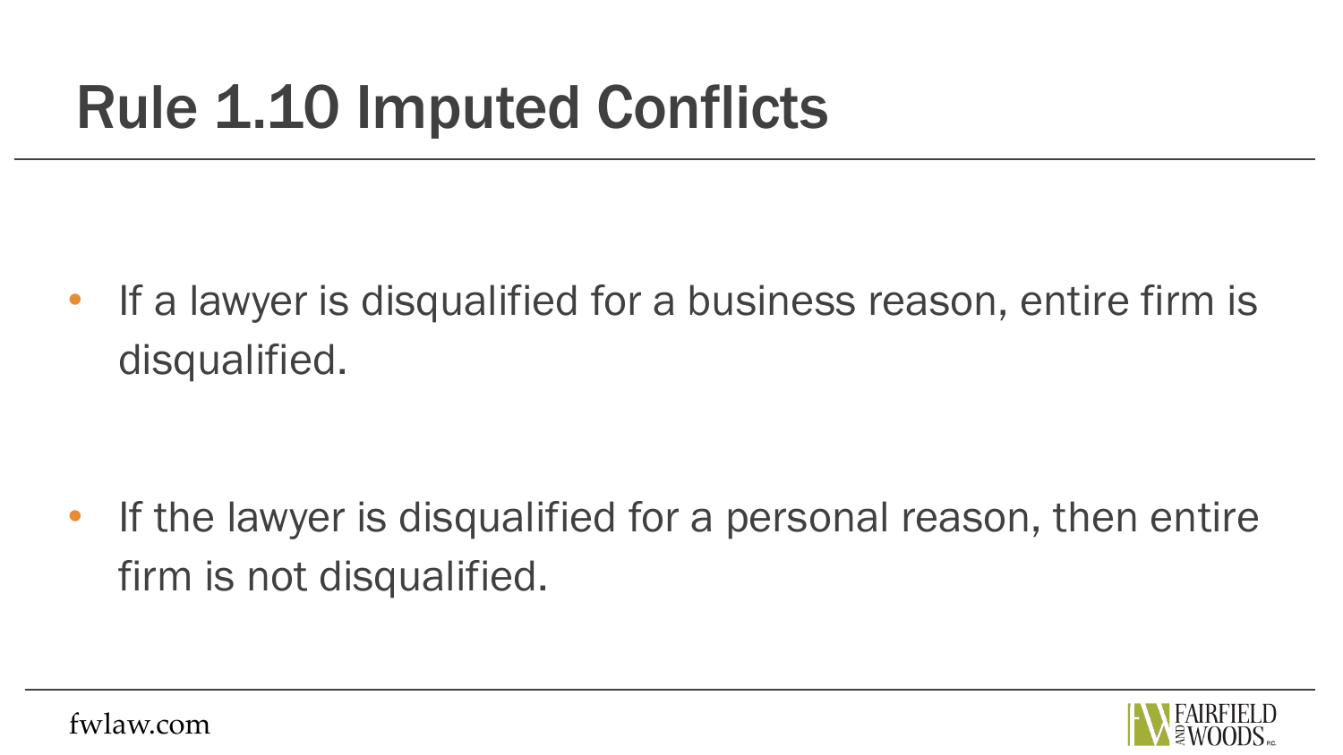# Rule 1.10 Imputed Conflicts

- If a lawyer is disqualified for a business reason, entire firm is disqualified.
- If the lawyer is disqualified for a personal reason, then entire firm is not disqualified.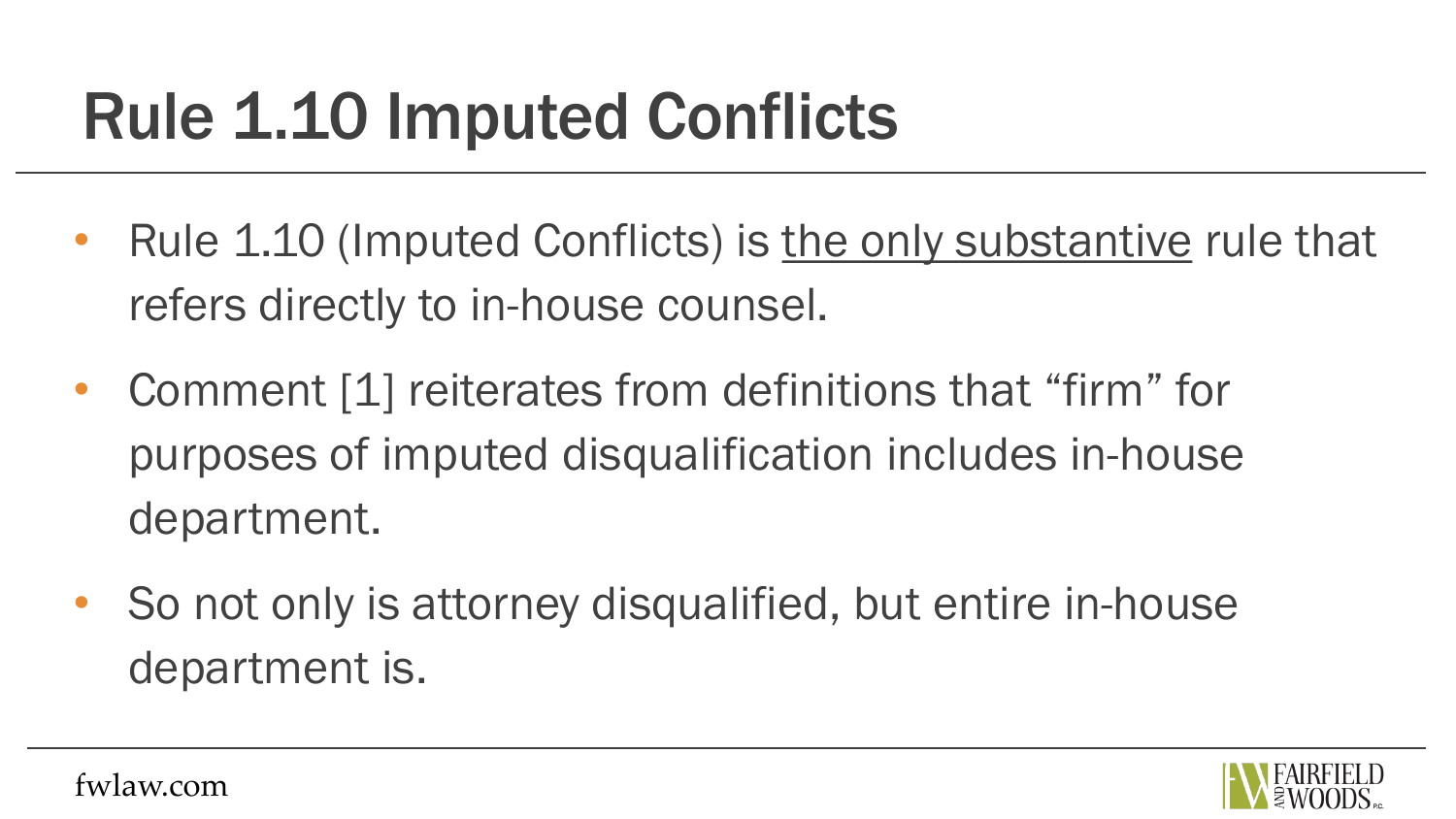# Rule 1.10 Imputed Conflicts

- Rule 1.10 (Imputed Conflicts) is <u>the only substantive</u> rule that refers directly to in-house counsel.
- Comment [1] reiterates from definitions that “firm” for purposes of imputed disqualification includes in-house department.
- So not only is attorney disqualified, but entire in-house department is.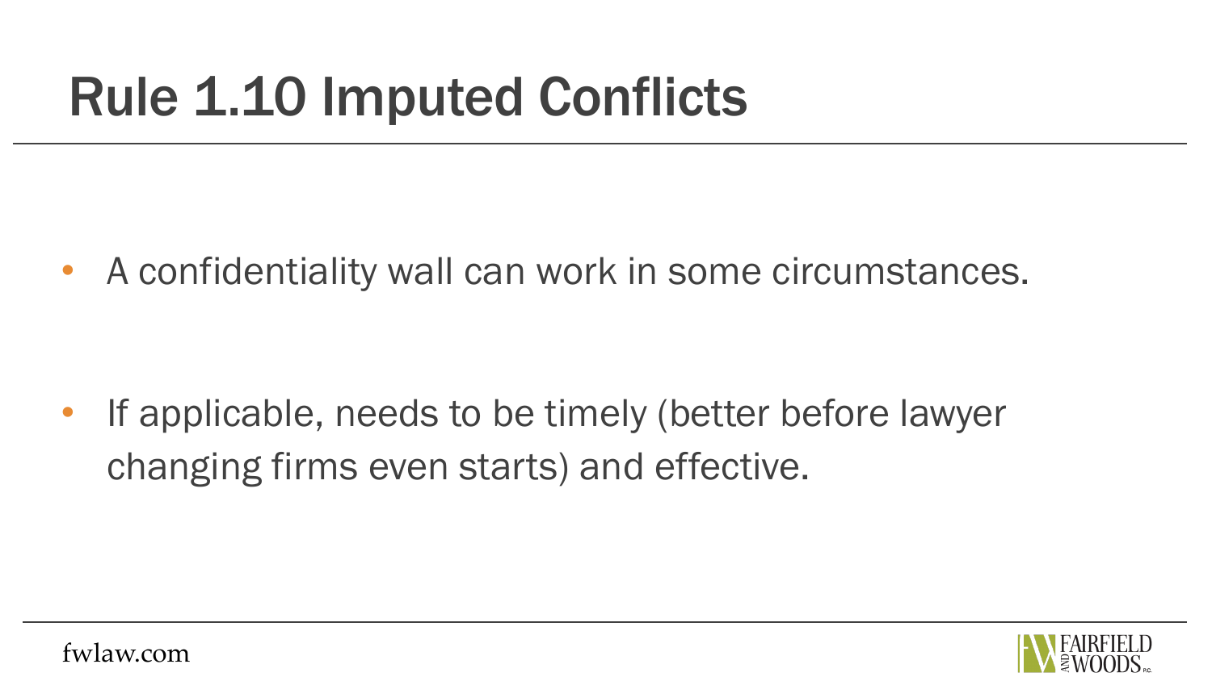# Rule 1.10 Imputed Conflicts

- A confidentiality wall can work in some circumstances.
- If applicable, needs to be timely (better before lawyer changing firms even starts) and effective.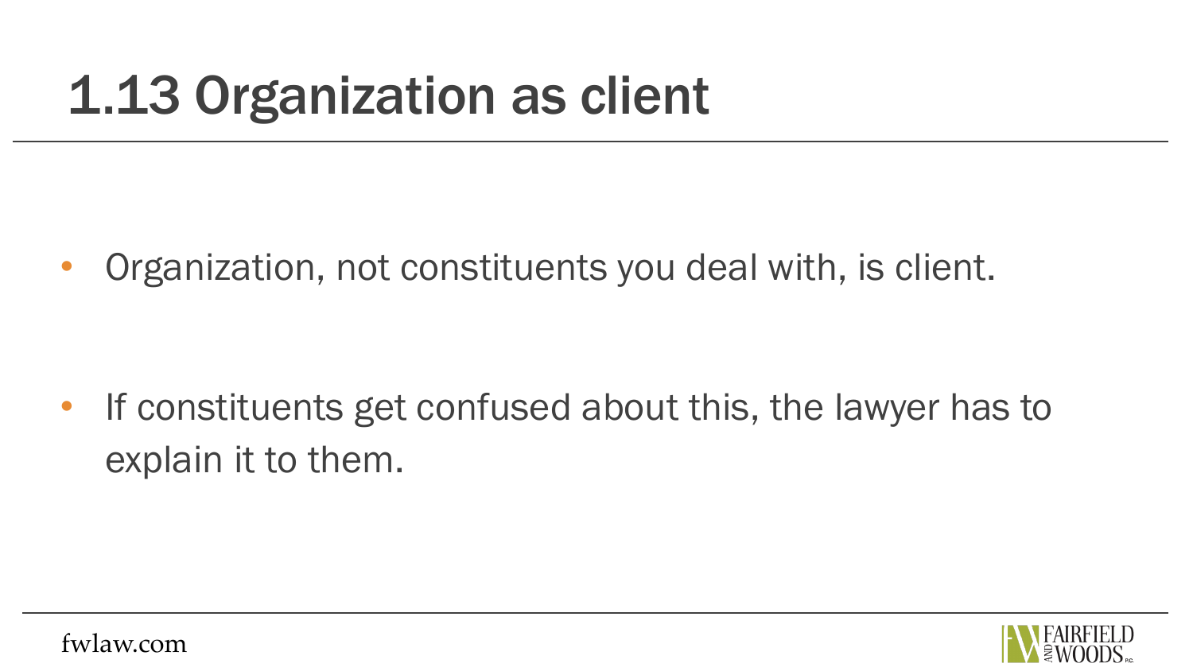# 1.13 Organization as client

- Organization, not constituents you deal with, is client.
- If constituents get confused about this, the lawyer has to explain it to them.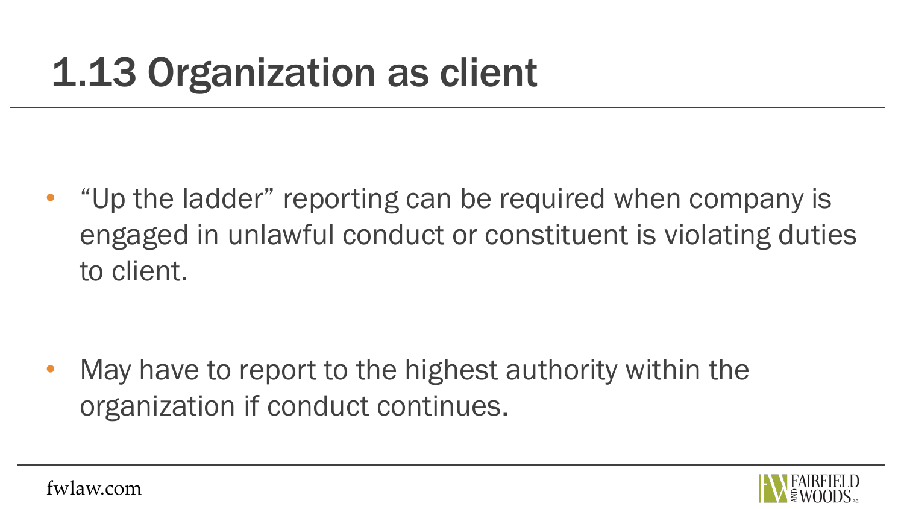# 1.13 Organization as client

- "Up the ladder" reporting can be required when company is engaged in unlawful conduct or constituent is violating duties to client.

- May have to report to the highest authority within the organization if conduct continues.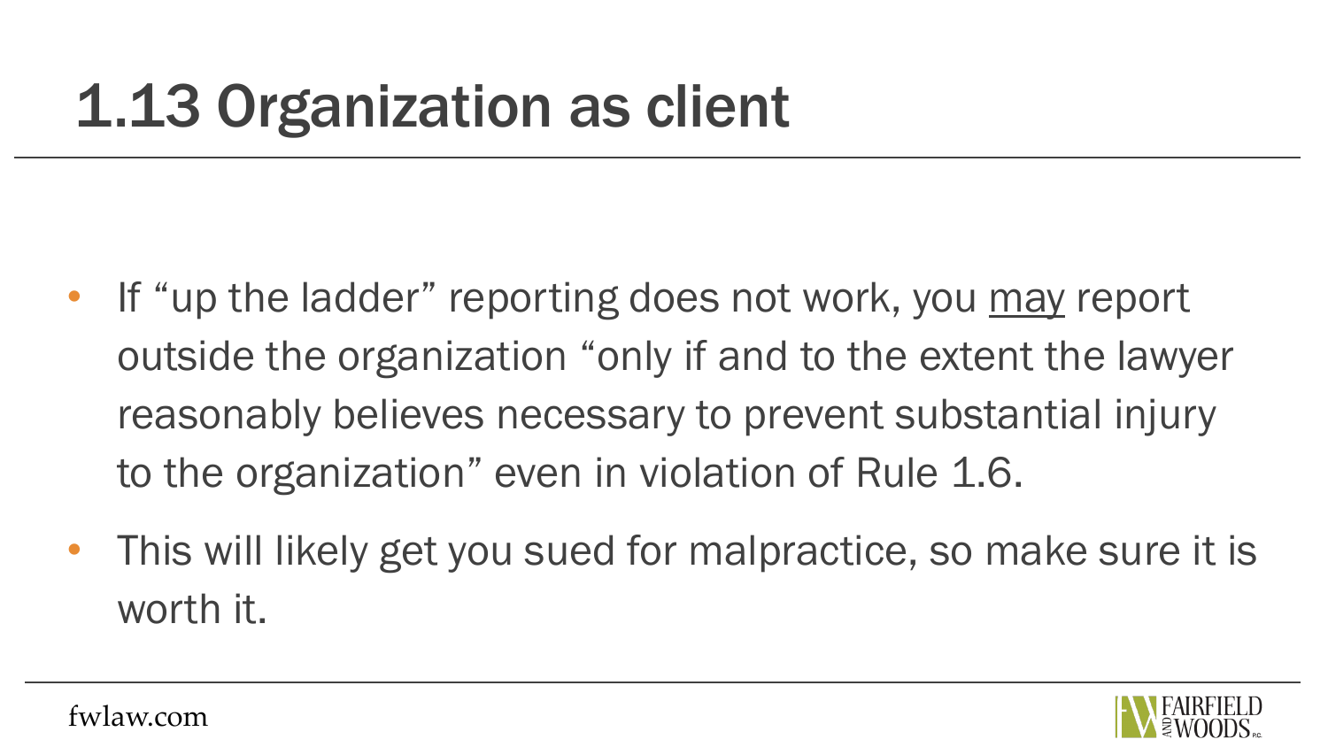# 1.13 Organization as client

- If "up the ladder" reporting does not work, you <u>may</u> report outside the organization "only if and to the extent the lawyer reasonably believes necessary to prevent substantial injury to the organization" even in violation of Rule 1.6.
- This will likely get you sued for malpractice, so make sure it is worth it.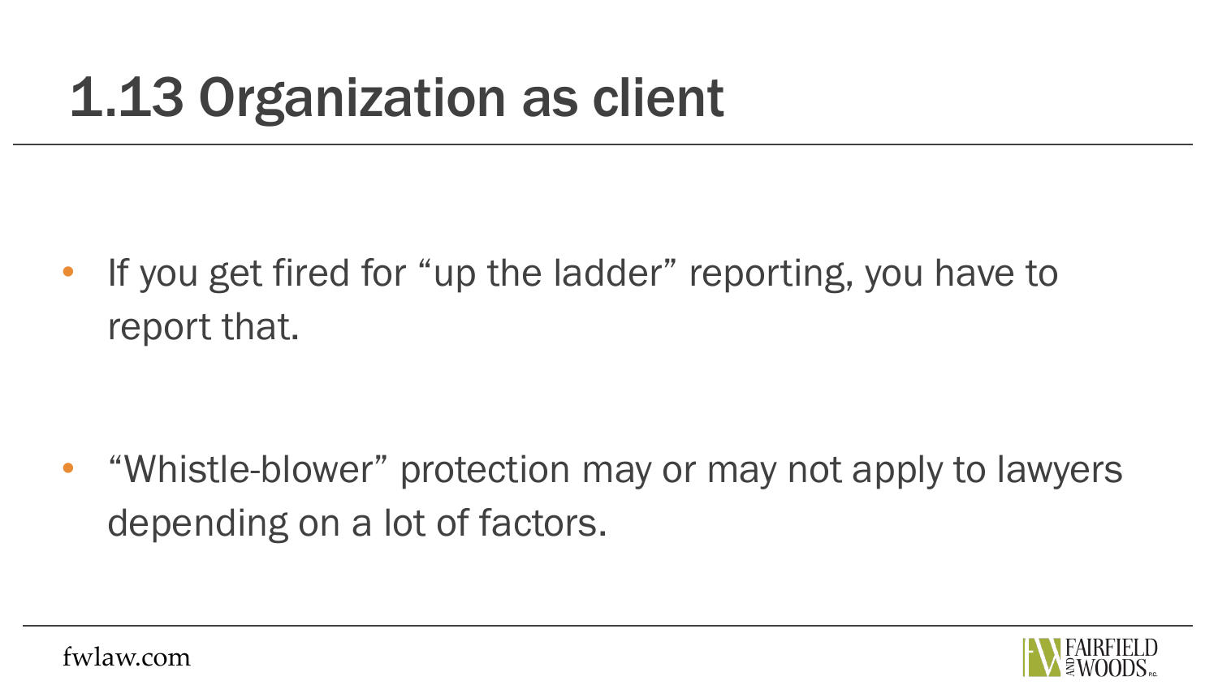# 1.13 Organization as client

- If you get fired for "up the ladder" reporting, you have to report that.
- "Whistle-blower" protection may or may not apply to lawyers depending on a lot of factors.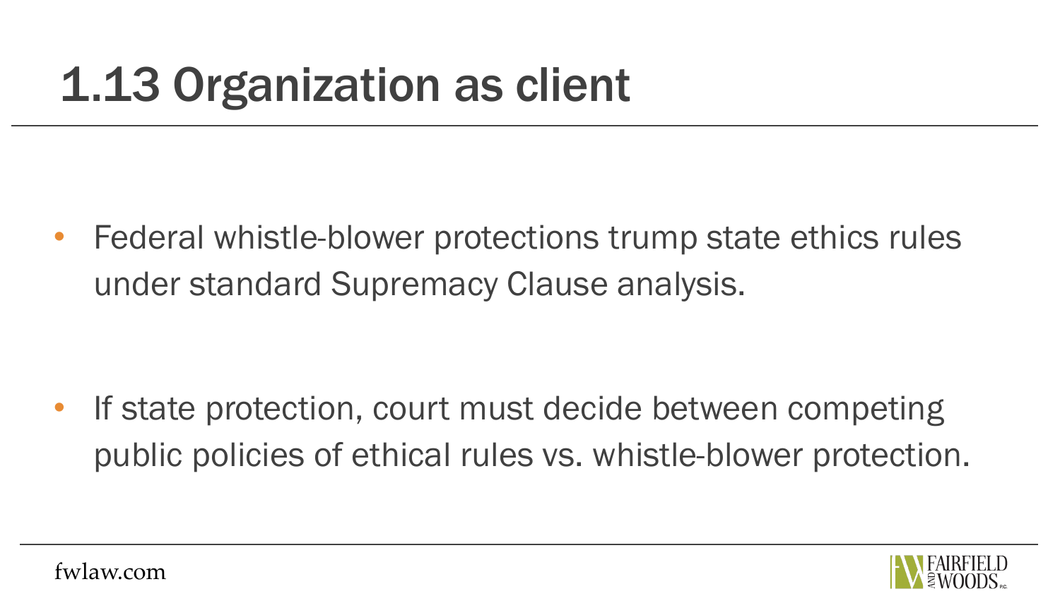# 1.13 Organization as client

- Federal whistle-blower protections trump state ethics rules under standard Supremacy Clause analysis.

- If state protection, court must decide between competing public policies of ethical rules vs. whistle-blower protection.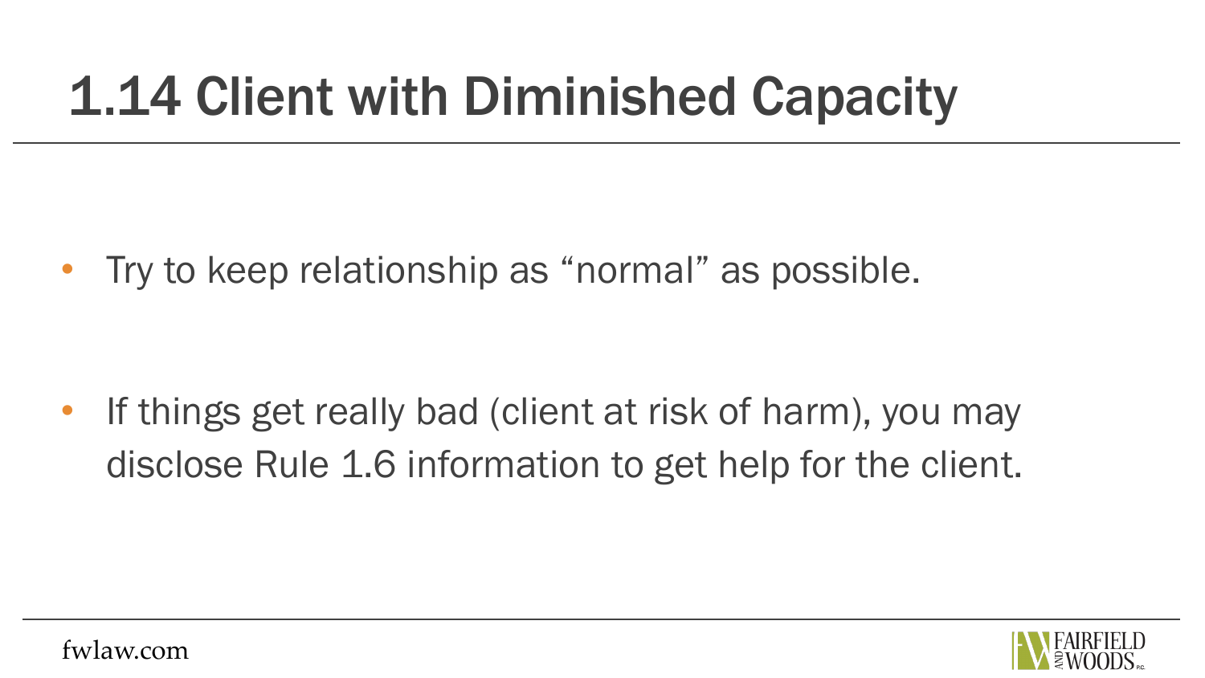# 1.14 Client with Diminished Capacity

- Try to keep relationship as "normal" as possible.
- If things get really bad (client at risk of harm), you may disclose Rule 1.6 information to get help for the client.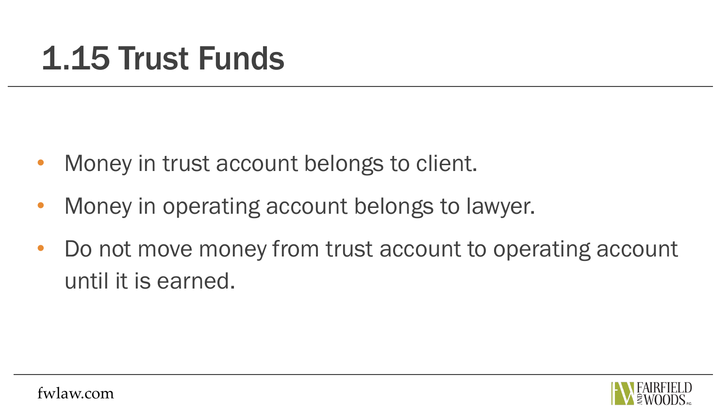# 1.15 Trust Funds

- Money in trust account belongs to client.
- Money in operating account belongs to lawyer.
- Do not move money from trust account to operating account until it is earned.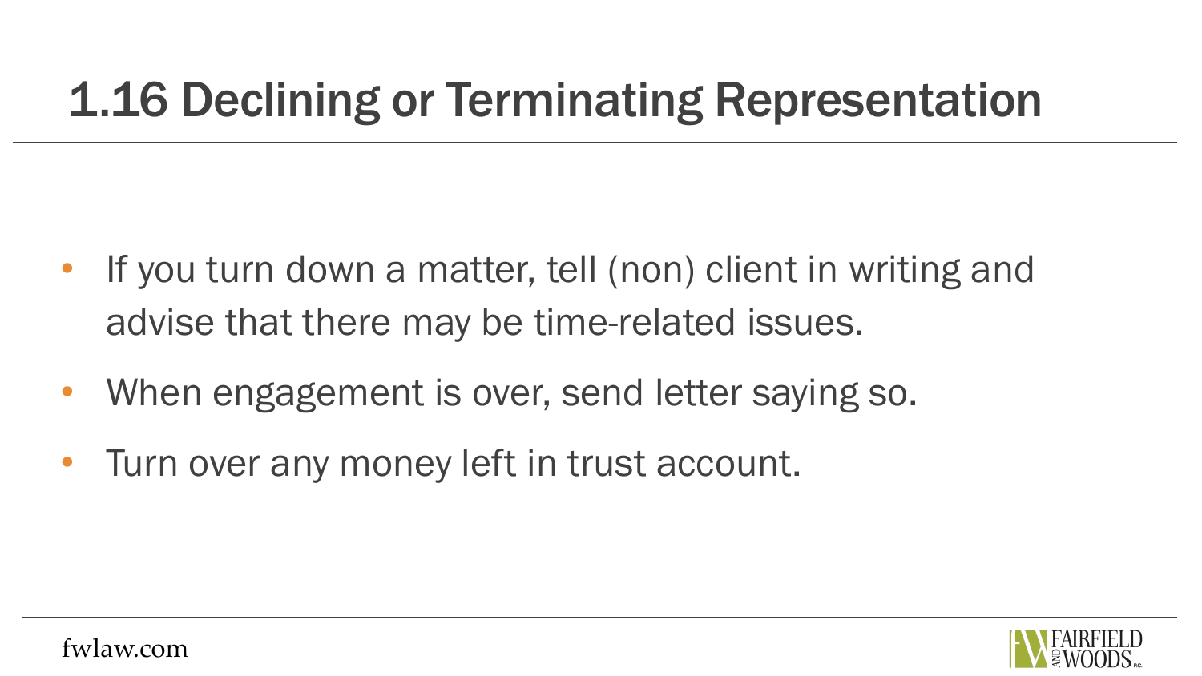# 1.16 Declining or Terminating Representation

- If you turn down a matter, tell (non) client in writing and advise that there may be time-related issues.
- When engagement is over, send letter saying so.
- Turn over any money left in trust account.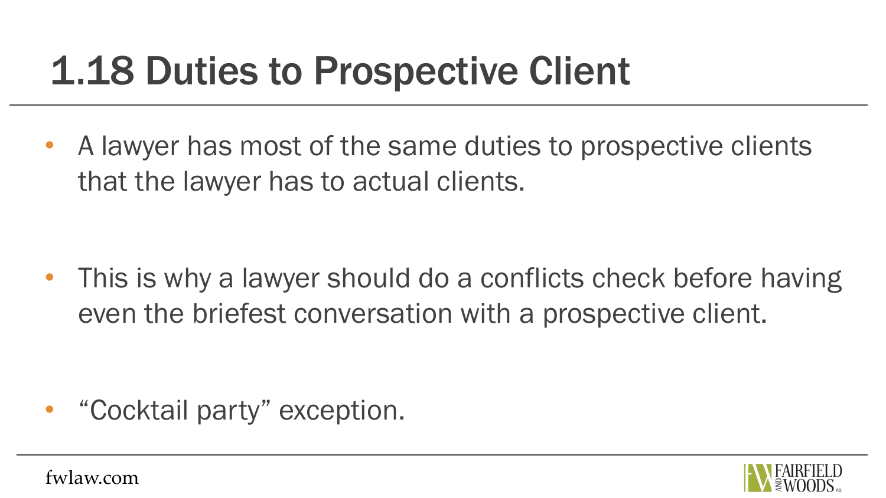# 1.18 Duties to Prospective Client

- A lawyer has most of the same duties to prospective clients that the lawyer has to actual clients.
- This is why a lawyer should do a conflicts check before having even the briefest conversation with a prospective client.
- “Cocktail party” exception.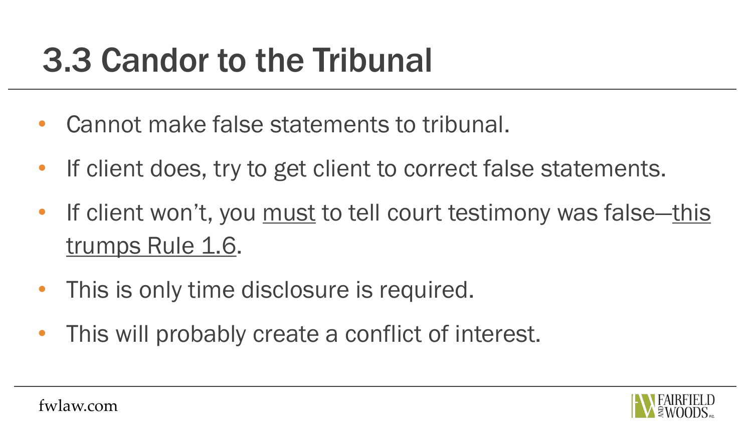# 3.3 Candor to the Tribunal

- Cannot make false statements to tribunal.
- If client does, try to get client to correct false statements.
- If client won't, you <u>must</u> to tell court testimony was false—<u>this trumps Rule 1.6</u>.
- This is only time disclosure is required.
- This will probably create a conflict of interest.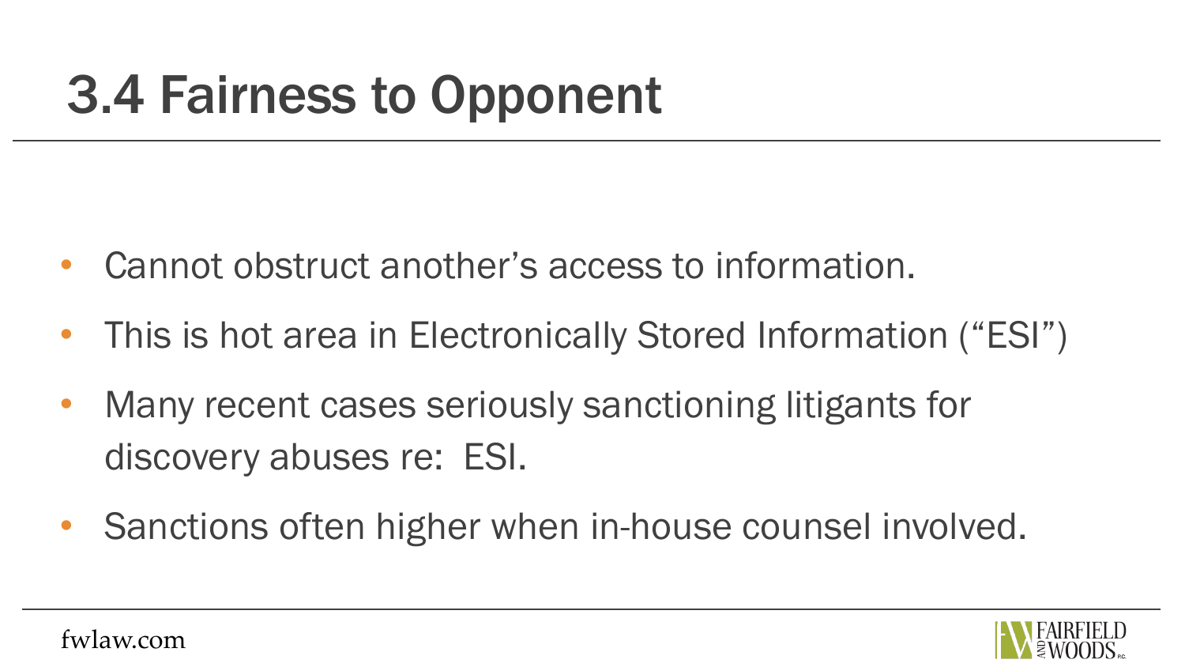# 3.4 Fairness to Opponent

- Cannot obstruct another's access to information.
- This is hot area in Electronically Stored Information ("ESI")
- Many recent cases seriously sanctioning litigants for discovery abuses re: ESI.
- Sanctions often higher when in-house counsel involved.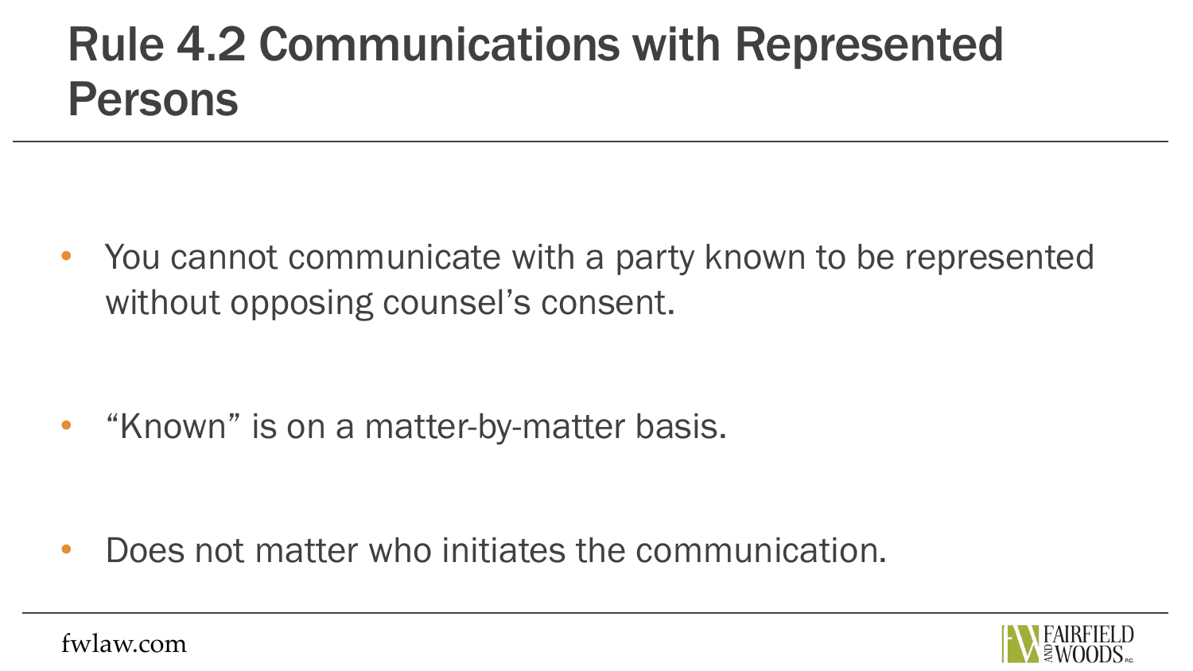# Rule 4.2 Communications with Represented Persons

- You cannot communicate with a party known to be represented without opposing counsel's consent.
- "Known" is on a matter-by-matter basis.
- Does not matter who initiates the communication.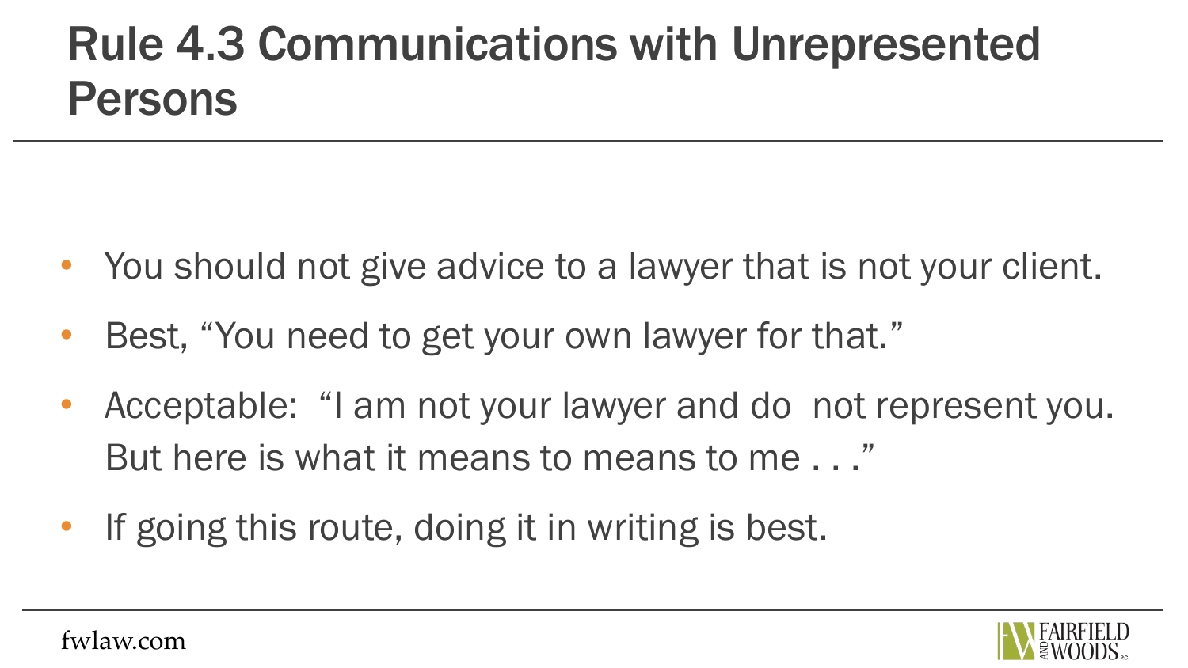# Rule 4.3 Communications with Unrepresented Persons

- You should not give advice to a lawyer that is not your client.
- Best, "You need to get your own lawyer for that."
- Acceptable: "I am not your lawyer and do not represent you. But here is what it means to means to me . . ."
- If going this route, doing it in writing is best.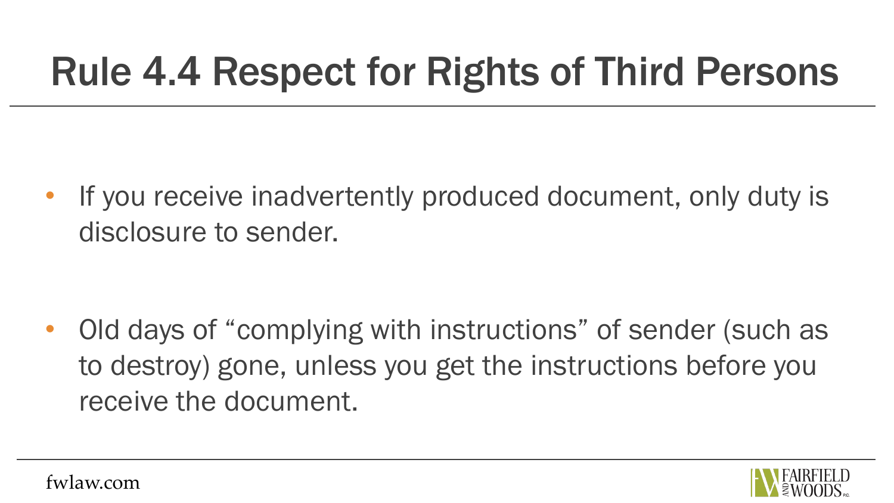# Rule 4.4 Respect for Rights of Third Persons

- If you receive inadvertently produced document, only duty is disclosure to sender.
- Old days of "complying with instructions" of sender (such as to destroy) gone, unless you get the instructions before you receive the document.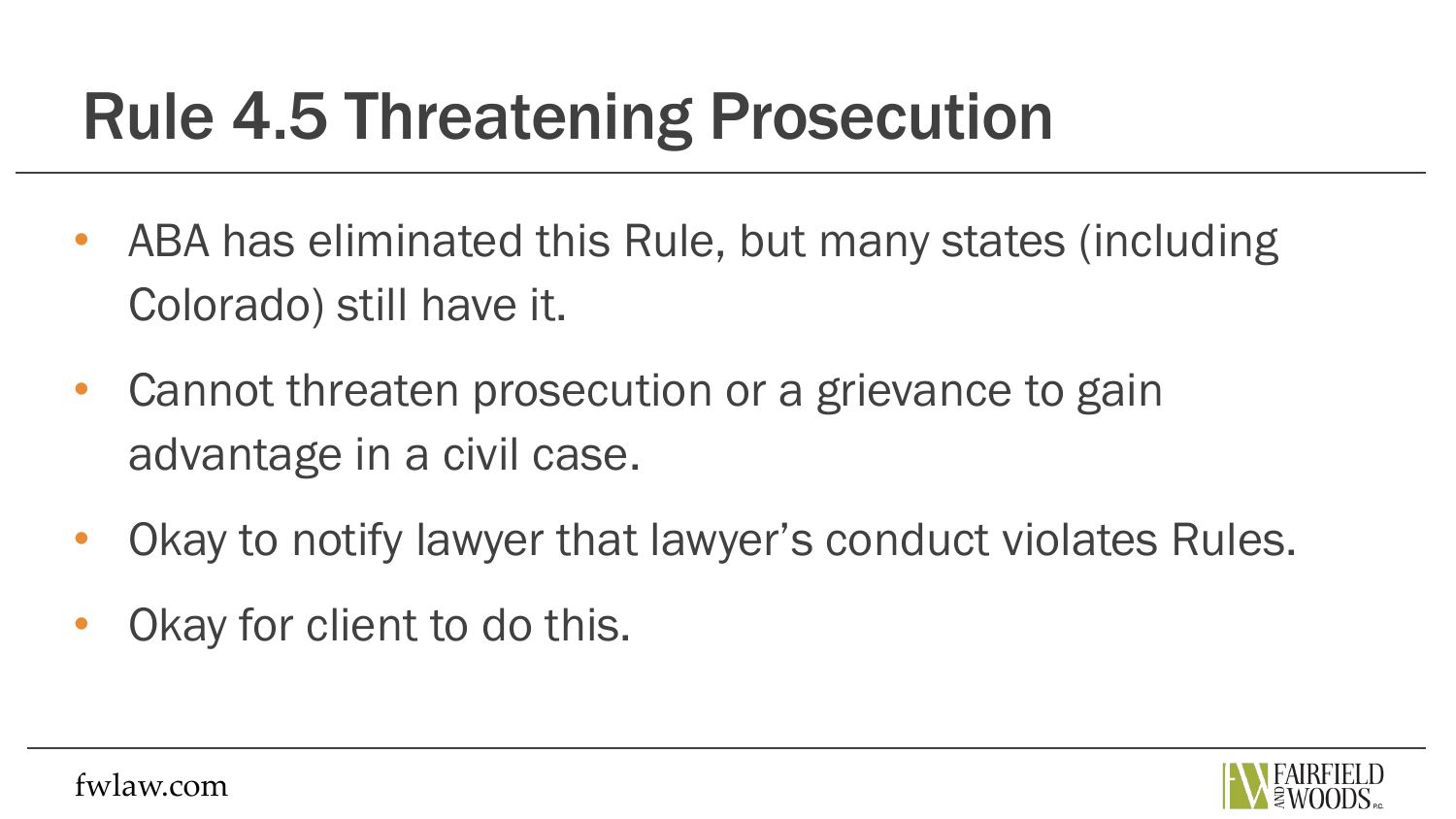# Rule 4.5 Threatening Prosecution

- ABA has eliminated this Rule, but many states (including Colorado) still have it.
- Cannot threaten prosecution or a grievance to gain advantage in a civil case.
- Okay to notify lawyer that lawyer's conduct violates Rules.
- Okay for client to do this.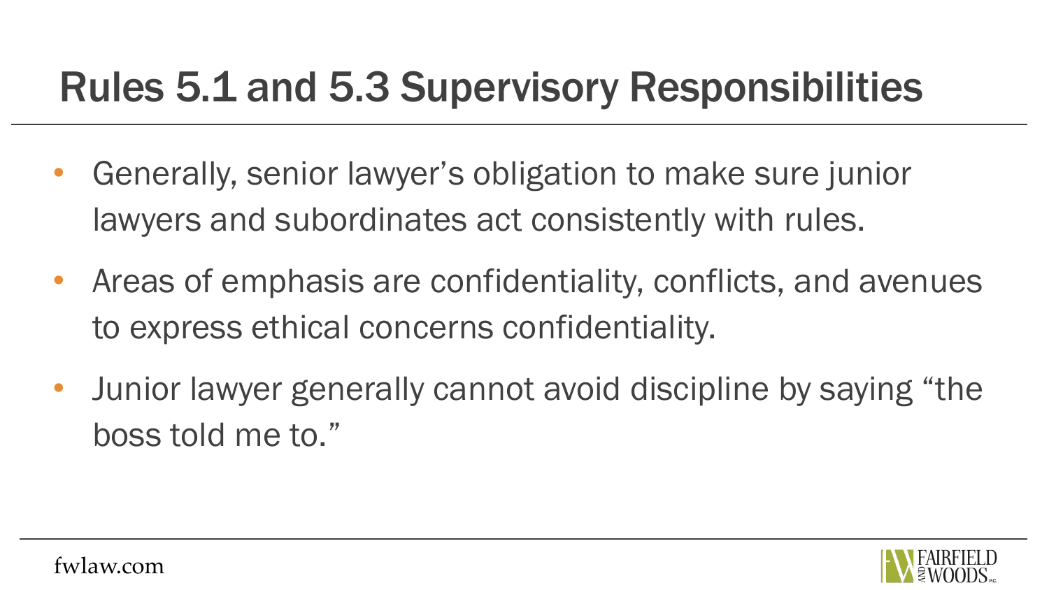# Rules 5.1 and 5.3 Supervisory Responsibilities

- Generally, senior lawyer's obligation to make sure junior lawyers and subordinates act consistently with rules.
- Areas of emphasis are confidentiality, conflicts, and avenues to express ethical concerns confidentiality.
- Junior lawyer generally cannot avoid discipline by saying "the boss told me to."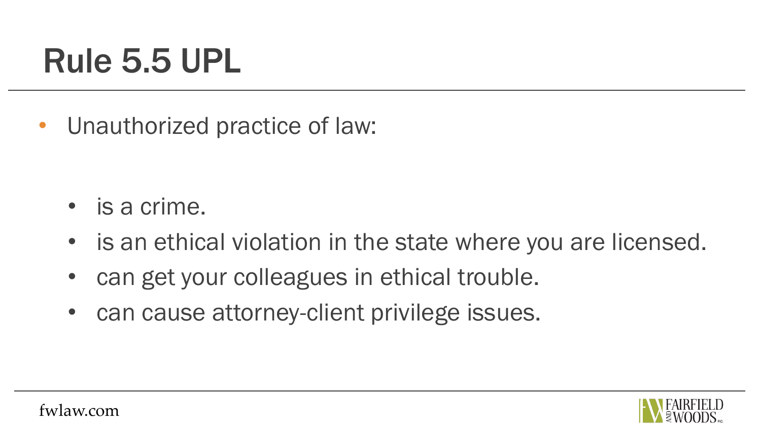# Rule 5.5 UPL

- Unauthorized practice of law:
  - is a crime.
  - is an ethical violation in the state where you are licensed.
  - can get your colleagues in ethical trouble.
  - can cause attorney-client privilege issues.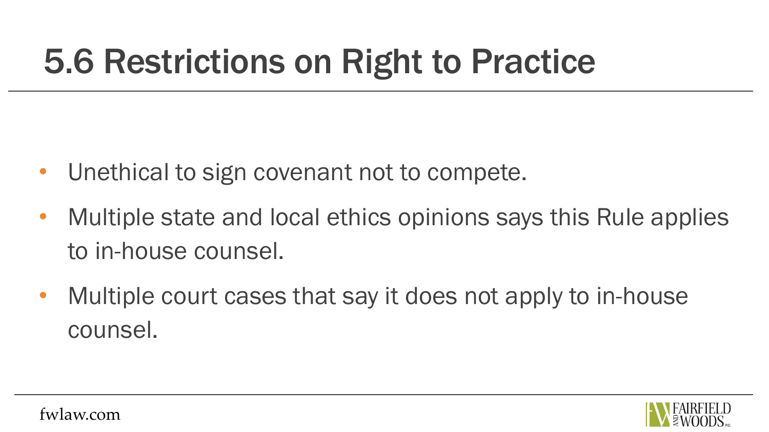# 5.6 Restrictions on Right to Practice

- Unethical to sign covenant not to compete.
- Multiple state and local ethics opinions says this Rule applies to in-house counsel.
- Multiple court cases that say it does not apply to in-house counsel.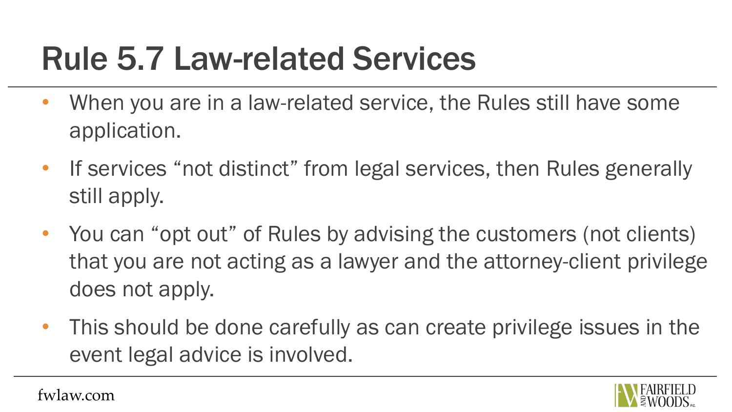# Rule 5.7 Law-related Services

- When you are in a law-related service, the Rules still have some application.
- If services "not distinct" from legal services, then Rules generally still apply.
- You can "opt out" of Rules by advising the customers (not clients) that you are not acting as a lawyer and the attorney-client privilege does not apply.
- This should be done carefully as can create privilege issues in the event legal advice is involved.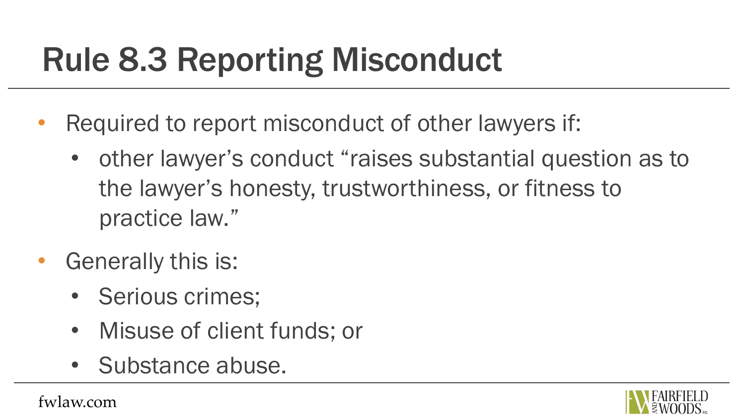# Rule 8.3 Reporting Misconduct

- Required to report misconduct of other lawyers if:
  - other lawyer's conduct "raises substantial question as to the lawyer's honesty, trustworthiness, or fitness to practice law."
- Generally this is:
  - Serious crimes;
  - Misuse of client funds; or
  - Substance abuse.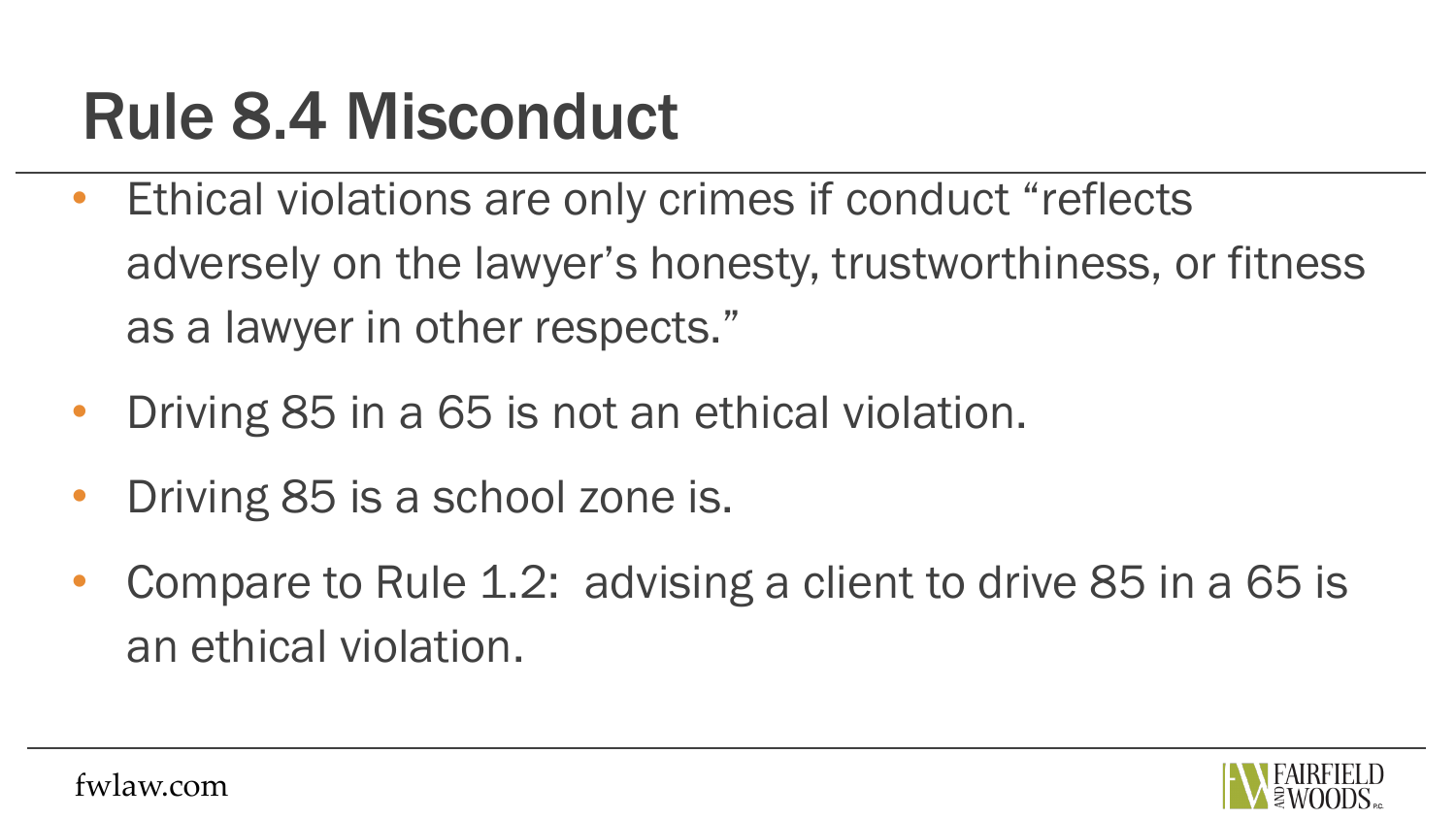# Rule 8.4 Misconduct

- Ethical violations are only crimes if conduct "reflects adversely on the lawyer's honesty, trustworthiness, or fitness as a lawyer in other respects."
- Driving 85 in a 65 is not an ethical violation.
- Driving 85 is a school zone is.
- Compare to Rule 1.2: advising a client to drive 85 in a 65 is an ethical violation.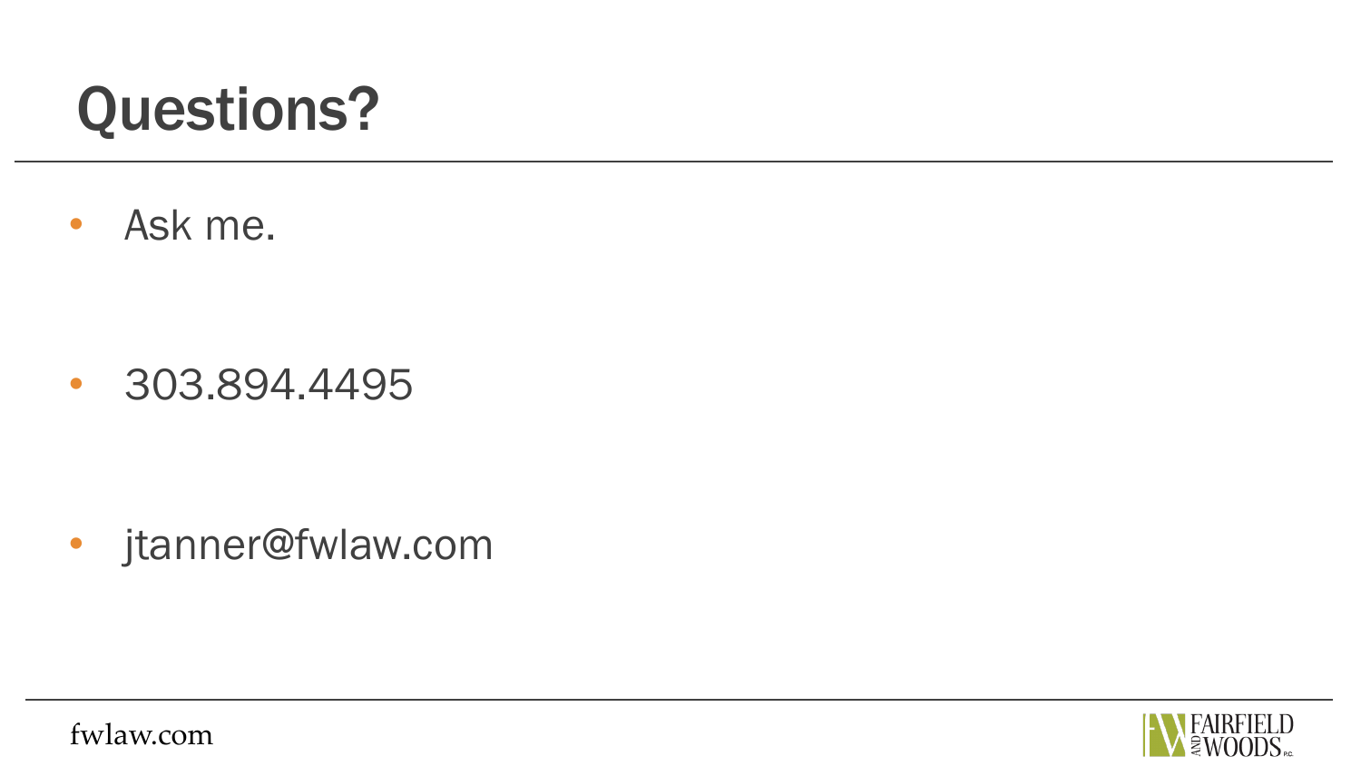# Questions?

- Ask me.
- 303.894.4495
- jtanner@fwlaw.com